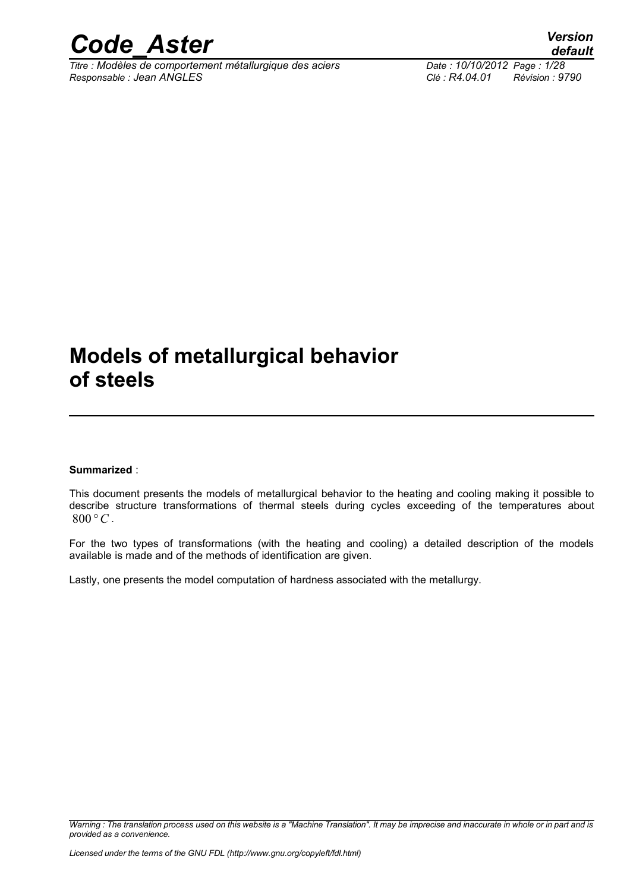# Models of metallurgical behavior of steels

**Summarized** :

This document presents the models of metallurgical behavior to the heating and cooling making it possible to describe structure transformations of thermal steels during cycles exceeding of the temperatures about $800°C$.

For the two types of transformations (with the heating and cooling) a detailed description of the models available is made and of the methods of identification are given.

Lastly, one presents the model computation of hardness associated with the metallurgy.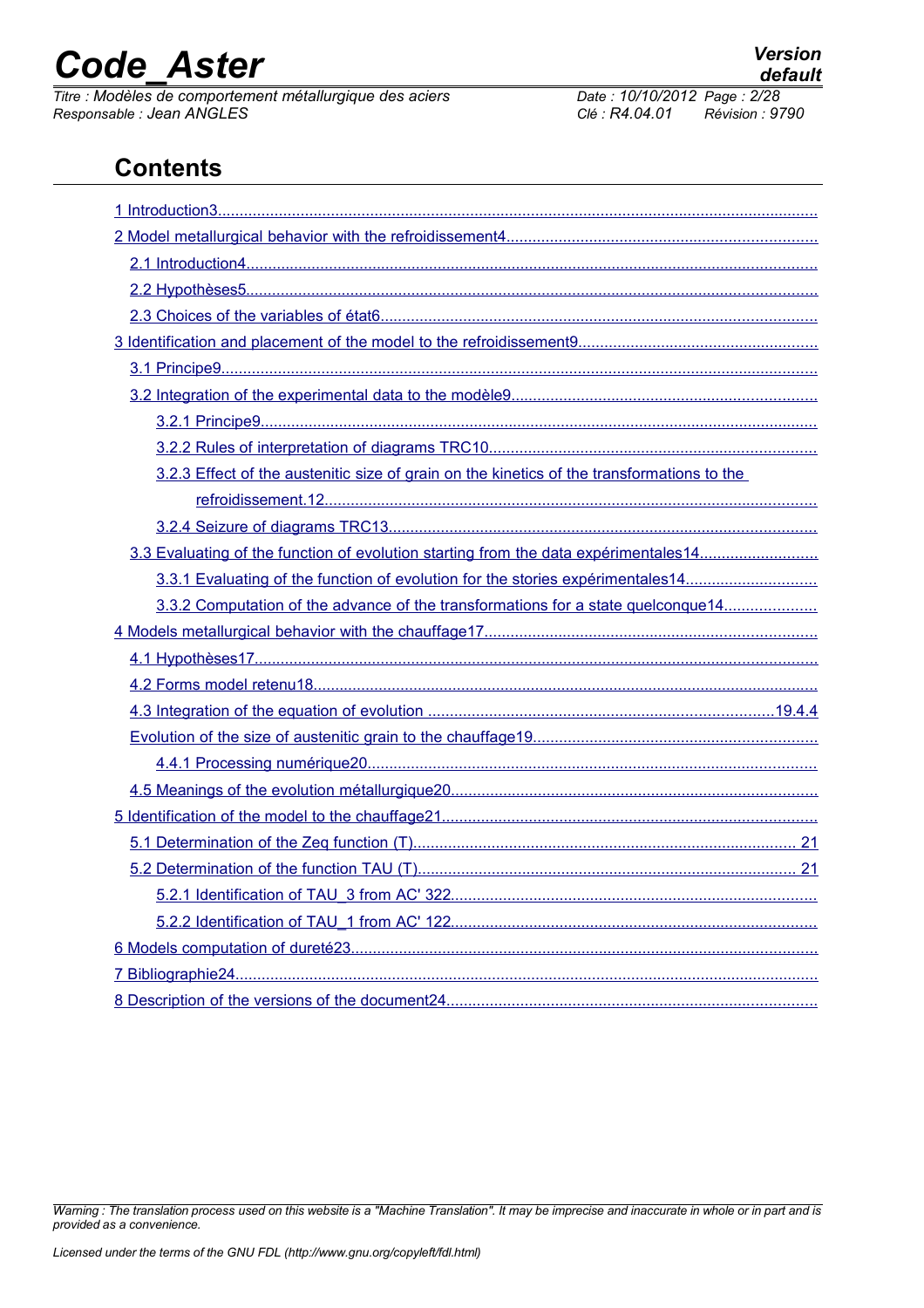# Contents

1 Introduction3

2 Model metallurgical behavior with the refroidissement4

- 2.1 Introduction4
- 2.2 Hypothèses5
- 2.3 Choices of the variables of état6

3 Identification and placement of the model to the refroidissement9

- 3.1 Principe9
- 3.2 Integration of the experimental data to the modèle9
  - 3.2.1 Principe9
  - 3.2.2 Rules of interpretation of diagrams TRC10
  - 3.2.3 Effect of the austenitic size of grain on the kinetics of the transformations to the refroidissement.12
  - 3.2.4 Seizure of diagrams TRC13
- 3.3 Evaluating of the function of evolution starting from the data expérimentales14
  - 3.3.1 Evaluating of the function of evolution for the stories expérimentales14
  - 3.3.2 Computation of the advance of the transformations for a state quelconque14

4 Models metallurgical behavior with the chauffage17

- 4.1 Hypothèses17
- 4.2 Forms model retenu18
- 4.3 Integration of the equation of evolution 19.4.4 Evolution of the size of austenitic grain to the chauffage19
  - 4.4.1 Processing numérique20
- 4.5 Meanings of the evolution métallurgique20

5 Identification of the model to the chauffage21

- 5.1 Determination of the Zeq function (T) 21
- 5.2 Determination of the function TAU (T) 21
  - 5.2.1 Identification of TAU_3 from AC' 322
  - 5.2.2 Identification of TAU_1 from AC' 122

6 Models computation of dureté23

7 Bibliographie24

8 Description of the versions of the document24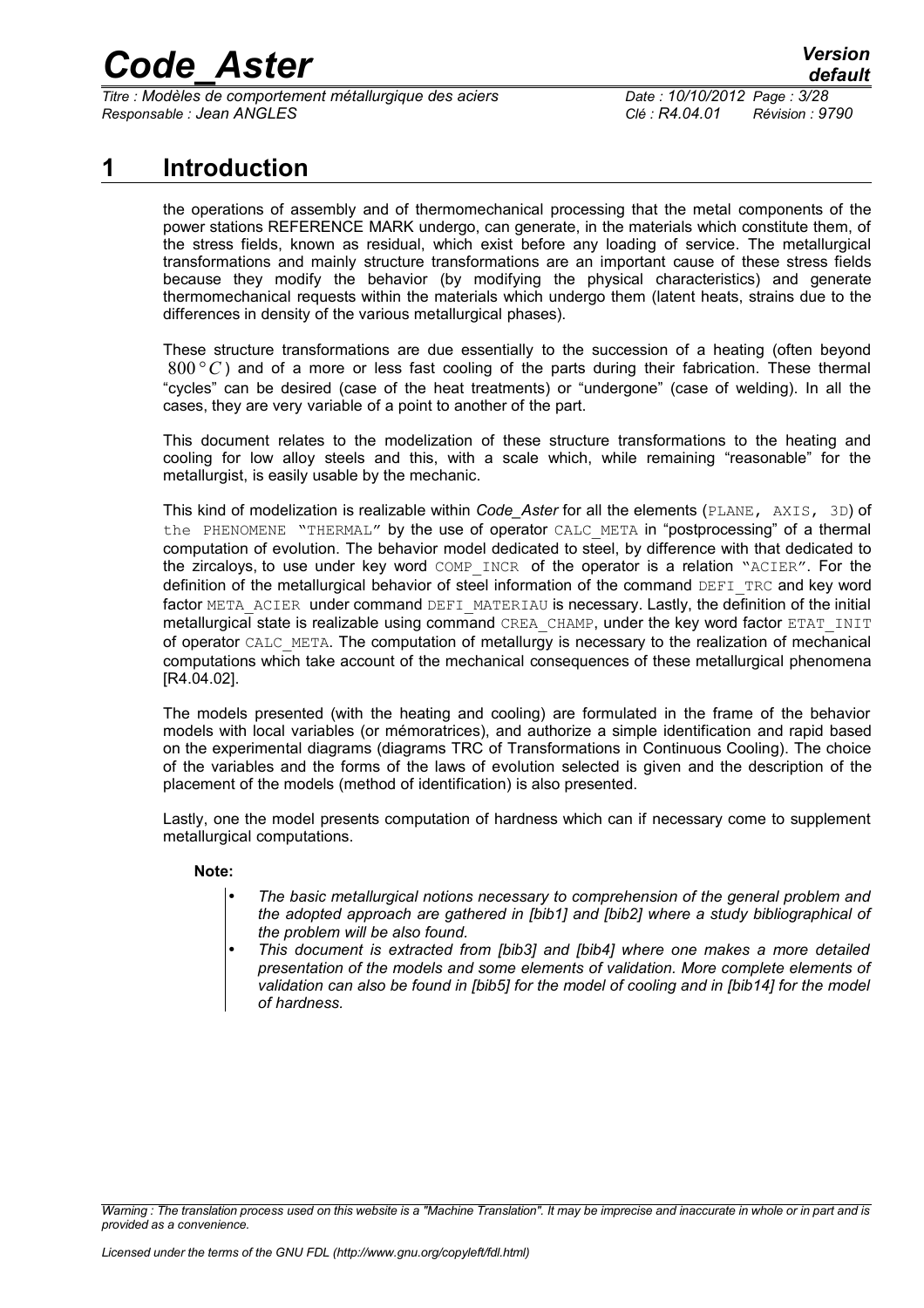# 1 Introduction

the operations of assembly and of thermomechanical processing that the metal components of the power stations REFERENCE MARK undergo, can generate, in the materials which constitute them, of the stress fields, known as residual, which exist before any loading of service. The metallurgical transformations and mainly structure transformations are an important cause of these stress fields because they modify the behavior (by modifying the physical characteristics) and generate thermomechanical requests within the materials which undergo them (latent heats, strains due to the differences in density of the various metallurgical phases).

These structure transformations are due essentially to the succession of a heating (often beyond $800°C$) and of a more or less fast cooling of the parts during their fabrication. These thermal "cycles" can be desired (case of the heat treatments) or "undergone" (case of welding). In all the cases, they are very variable of a point to another of the part.

This document relates to the modelization of these structure transformations to the heating and cooling for low alloy steels and this, with a scale which, while remaining "reasonable" for the metallurgist, is easily usable by the mechanic.

This kind of modelization is realizable within *Code_Aster* for all the elements (PLANE, AXIS, 3D) of the PHENOMENE "THERMAL" by the use of operator CALC_META in "postprocessing" of a thermal computation of evolution. The behavior model dedicated to steel, by difference with that dedicated to the zircaloys, to use under key word COMP_INCR of the operator is a relation "ACIER". For the definition of the metallurgical behavior of steel information of the command DEFI_TRC and key word factor META_ACIER under command DEFI_MATERIAU is necessary. Lastly, the definition of the initial metallurgical state is realizable using command CREA_CHAMP, under the key word factor ETAT_INIT of operator CALC_META. The computation of metallurgy is necessary to the realization of mechanical computations which take account of the mechanical consequences of these metallurgical phenomena [R4.04.02].

The models presented (with the heating and cooling) are formulated in the frame of the behavior models with local variables (or mémoratrices), and authorize a simple identification and rapid based on the experimental diagrams (diagrams TRC of Transformations in Continuous Cooling). The choice of the variables and the forms of the laws of evolution selected is given and the description of the placement of the models (method of identification) is also presented.

Lastly, one the model presents computation of hardness which can if necessary come to supplement metallurgical computations.

**Note:**

- *The basic metallurgical notions necessary to comprehension of the general problem and the adopted approach are gathered in [bib1] and [bib2] where a study bibliographical of the problem will be also found.*
- *This document is extracted from [bib3] and [bib4] where one makes a more detailed presentation of the models and some elements of validation. More complete elements of validation can also be found in [bib5] for the model of cooling and in [bib14] for the model of hardness.*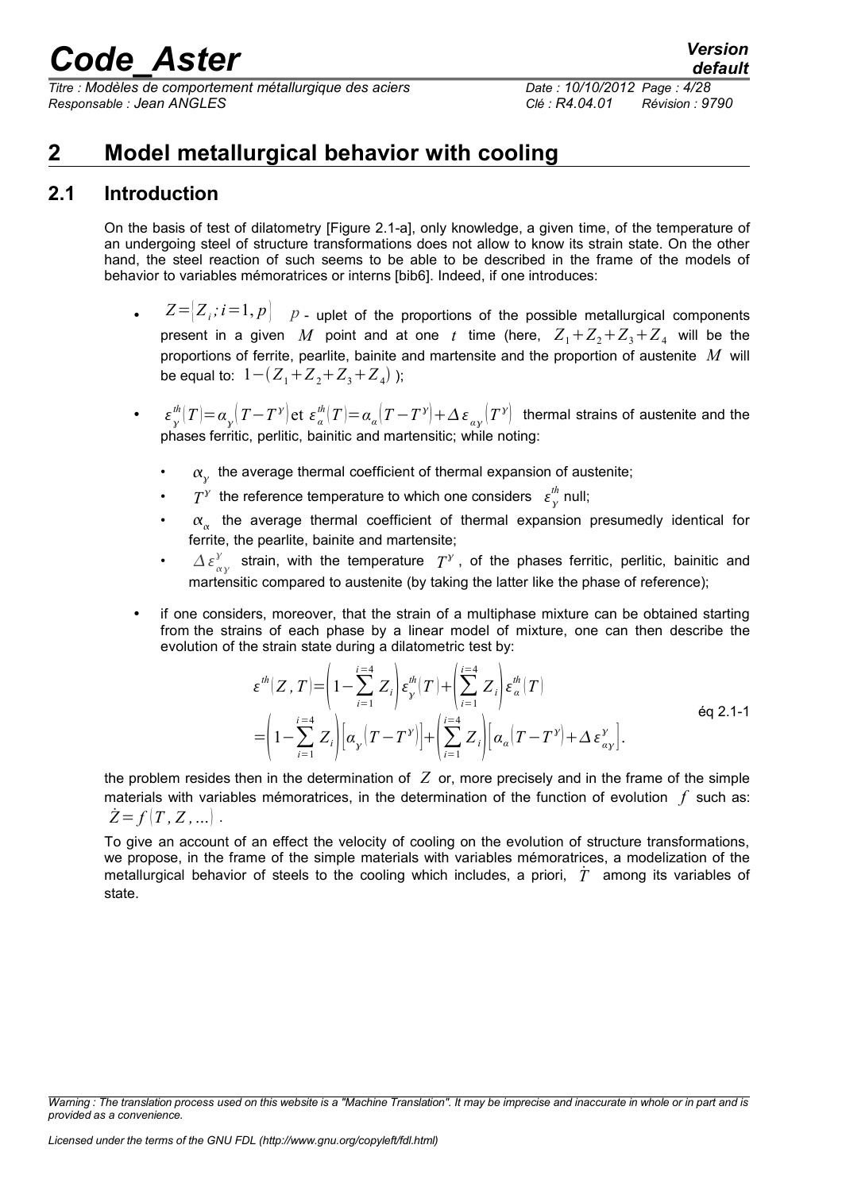# 2 Model metallurgical behavior with cooling

## 2.1 Introduction

On the basis of test of dilatometry [Figure 2.1-a], only knowledge, a given time, of the temperature of an undergoing steel of structure transformations does not allow to know its strain state. On the other hand, the steel reaction of such seems to be able to be described in the frame of the models of behavior to variables mémoratrices or interns [bib6]. Indeed, if one introduces:

- $Z=\{Z_i; i=1,p\}$ $p$ - uplet of the proportions of the possible metallurgical components present in a given $M$ point and at one $t$ time (here, $Z_1+Z_2+Z_3+Z_4$ will be the proportions of ferrite, pearlite, bainite and martensite and the proportion of austenite $M$ will be equal to: $1-(Z_1+Z_2+Z_3+Z_4)$ );
- $\varepsilon_\gamma^{th}(T)=\alpha_\gamma(T-T^\gamma)$ et $\varepsilon_\alpha^{th}(T)=\alpha_\alpha(T-T^\gamma)+\Delta\varepsilon_{\alpha\gamma}(T^\gamma)$ thermal strains of austenite and the phases ferritic, perlitic, bainitic and martensitic; while noting:
  - $\alpha_\gamma$ the average thermal coefficient of thermal expansion of austenite;
  - $T^\gamma$ the reference temperature to which one considers $\varepsilon_\gamma^{th}$ null;
  - $\alpha_\alpha$ the average thermal coefficient of thermal expansion presumedly identical for ferrite, the pearlite, bainite and martensite;
  - $\Delta\varepsilon_{\alpha\gamma}^{\gamma}$ strain, with the temperature $T^\gamma$, of the phases ferritic, perlitic, bainitic and martensitic compared to austenite (by taking the latter like the phase of reference);
- if one considers, moreover, that the strain of a multiphase mixture can be obtained starting from the strains of each phase by a linear model of mixture, one can then describe the evolution of the strain state during a dilatometric test by:

$$
\begin{aligned}
\varepsilon^{th}(Z,T) &= \left(1-\sum_{i=1}^{i=4} Z_i\right)\varepsilon_\gamma^{th}(T)+\left(\sum_{i=1}^{i=4} Z_i\right)\varepsilon_\alpha^{th}(T) \\
&= \left(1-\sum_{i=1}^{i=4} Z_i\right)\left[\alpha_\gamma(T-T^\gamma)\right]+\left(\sum_{i=1}^{i=4} Z_i\right)\left[\alpha_\alpha(T-T^\gamma)+\Delta\varepsilon_{\alpha\gamma}^{\gamma}\right].
\end{aligned}
\qquad \text{éq 2.1-1}
$$

the problem resides then in the determination of $Z$ or, more precisely and in the frame of the simple materials with variables mémoratrices, in the determination of the function of evolution $f$ such as: $\dot{Z}=f(T,Z,...)$.

To give an account of an effect the velocity of cooling on the evolution of structure transformations, we propose, in the frame of the simple materials with variables mémoratrices, a modelization of the metallurgical behavior of steels to the cooling which includes, a priori, $\dot{T}$ among its variables of state.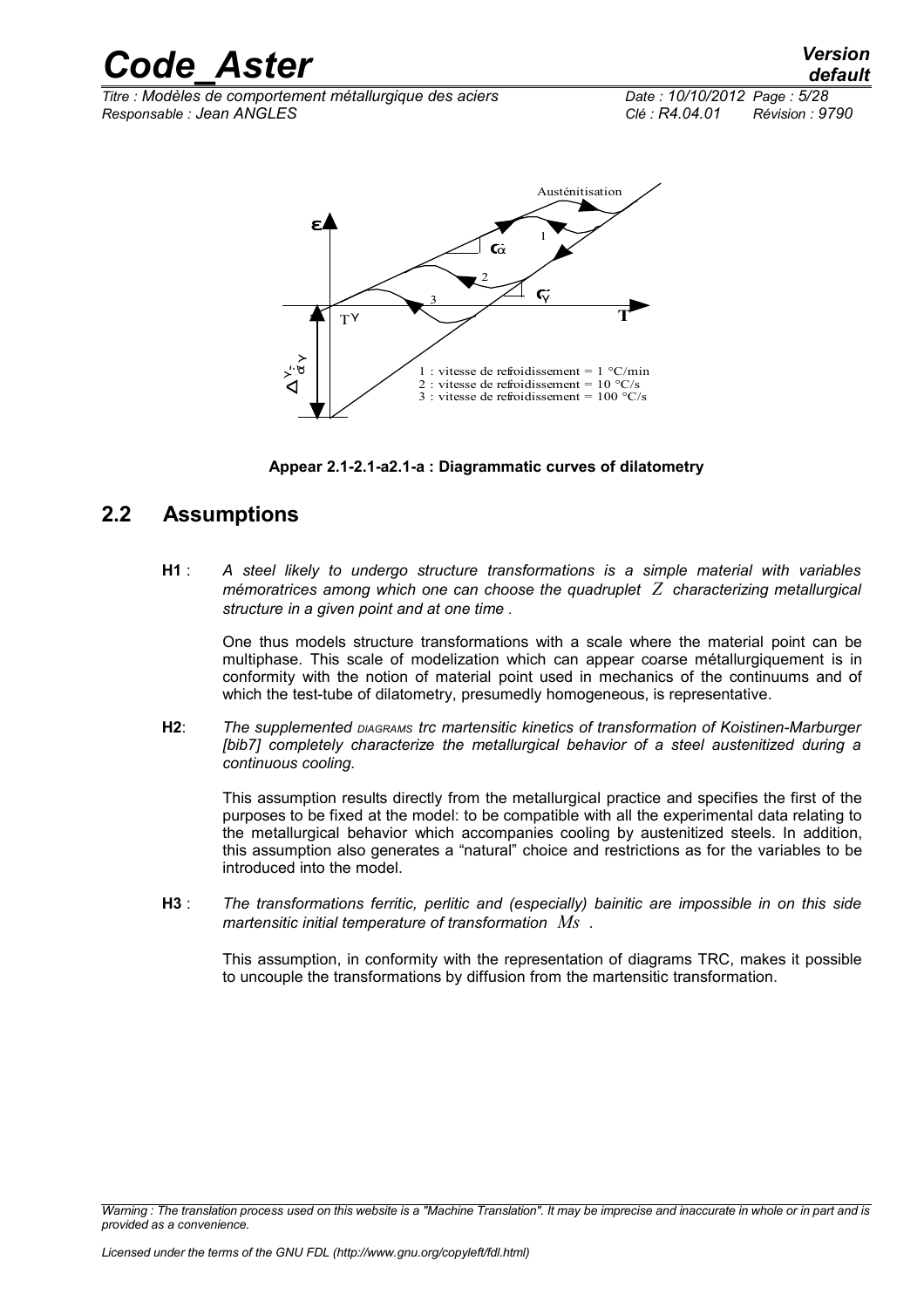Austénitisation

1 : vitesse de refroidissement = 1 °C/min
2 : vitesse de refroidissement = 10 °C/s
3 : vitesse de refroidissement = 100 °C/s

**Appear 2.1-2.1-a2.1-a : Diagrammatic curves of dilatometry**

## 2.2 Assumptions

**H1** : *A steel likely to undergo structure transformations is a simple material with variables mémoratrices among which one can choose the quadruplet $Z$ characterizing metallurgical structure in a given point and at one time .*

One thus models structure transformations with a scale where the material point can be multiphase. This scale of modelization which can appear coarse métallurgiquement is in conformity with the notion of material point used in mechanics of the continuums and of which the test-tube of dilatometry, presumedly homogeneous, is representative.

**H2**: *The supplemented DIAGRAMS trc martensitic kinetics of transformation of Koistinen-Marburger [bib7] completely characterize the metallurgical behavior of a steel austenitized during a continuous cooling.*

This assumption results directly from the metallurgical practice and specifies the first of the purposes to be fixed at the model: to be compatible with all the experimental data relating to the metallurgical behavior which accompanies cooling by austenitized steels. In addition, this assumption also generates a "natural" choice and restrictions as for the variables to be introduced into the model.

**H3** : *The transformations ferritic, perlitic and (especially) bainitic are impossible in on this side martensitic initial temperature of transformation $Ms$ .*

This assumption, in conformity with the representation of diagrams TRC, makes it possible to uncouple the transformations by diffusion from the martensitic transformation.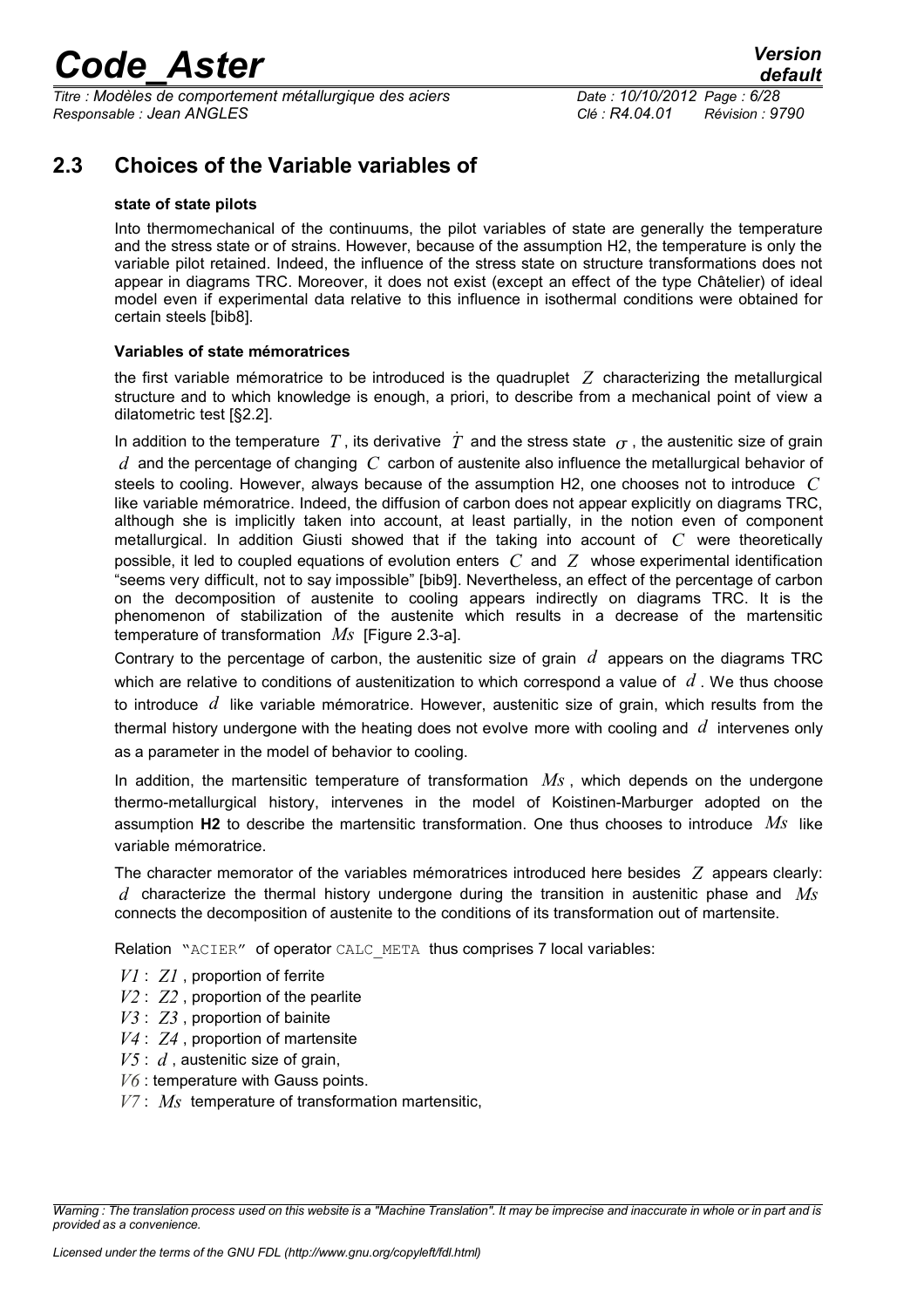## 2.3 Choices of the Variable variables of

**state of state pilots**

Into thermomechanical of the continuums, the pilot variables of state are generally the temperature and the stress state or of strains. However, because of the assumption H2, the temperature is only the variable pilot retained. Indeed, the influence of the stress state on structure transformations does not appear in diagrams TRC. Moreover, it does not exist (except an effect of the type Châtelier) of ideal model even if experimental data relative to this influence in isothermal conditions were obtained for certain steels [bib8].

**Variables of state mémoratrices**

the first variable mémoratrice to be introduced is the quadruplet $Z$ characterizing the metallurgical structure and to which knowledge is enough, a priori, to describe from a mechanical point of view a dilatometric test [§2.2].

In addition to the temperature $T$, its derivative $\dot{T}$ and the stress state $\sigma$, the austenitic size of grain $d$ and the percentage of changing $C$ carbon of austenite also influence the metallurgical behavior of steels to cooling. However, always because of the assumption H2, one chooses not to introduce $C$ like variable mémoratrice. Indeed, the diffusion of carbon does not appear explicitly on diagrams TRC, although she is implicitly taken into account, at least partially, in the notion even of component metallurgical. In addition Giusti showed that if the taking into account of $C$ were theoretically possible, it led to coupled equations of evolution enters $C$ and $Z$ whose experimental identification "seems very difficult, not to say impossible" [bib9]. Nevertheless, an effect of the percentage of carbon on the decomposition of austenite to cooling appears indirectly on diagrams TRC. It is the phenomenon of stabilization of the austenite which results in a decrease of the martensitic temperature of transformation $Ms$ [Figure 2.3-a].

Contrary to the percentage of carbon, the austenitic size of grain $d$ appears on the diagrams TRC which are relative to conditions of austenitization to which correspond a value of $d$. We thus choose to introduce $d$ like variable mémoratrice. However, austenitic size of grain, which results from the thermal history undergone with the heating does not evolve more with cooling and $d$ intervenes only as a parameter in the model of behavior to cooling.

In addition, the martensitic temperature of transformation $Ms$, which depends on the undergone thermo-metallurgical history, intervenes in the model of Koistinen-Marburger adopted on the assumption **H2** to describe the martensitic transformation. One thus chooses to introduce $Ms$ like variable mémoratrice.

The character memorator of the variables mémoratrices introduced here besides $Z$ appears clearly: $d$ characterize the thermal history undergone during the transition in austenitic phase and $Ms$ connects the decomposition of austenite to the conditions of its transformation out of martensite.

Relation "ACIER" of operator CALC_META thus comprises 7 local variables:

- $V1$ : $Z1$, proportion of ferrite
- $V2$ : $Z2$, proportion of the pearlite
- $V3$ : $Z3$, proportion of bainite
- $V4$ : $Z4$, proportion of martensite
- $V5$ : $d$, austenitic size of grain,
- $V6$ : temperature with Gauss points.
- $V7$ : $Ms$ temperature of transformation martensitic,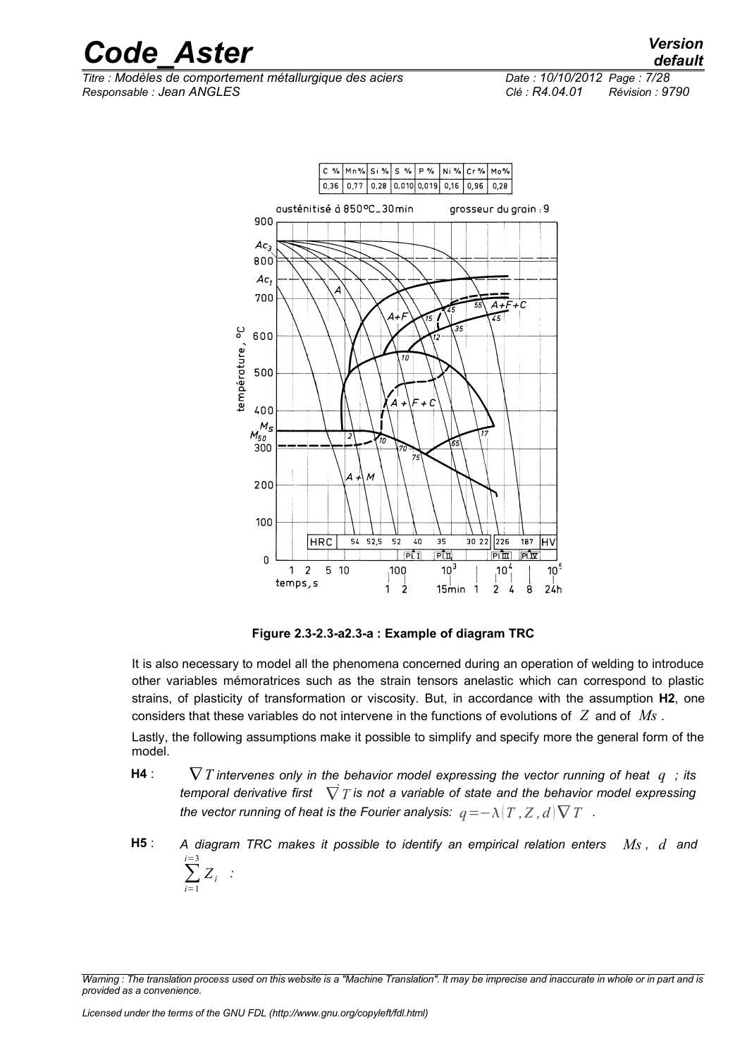| C % | Mn % | Si % | S % | P % | Ni % | Cr % | Mo % |
|---|---|---|---|---|---|---|---|
| 0,36 | 0,77 | 0,28 | 0,010 | 0,019 | 0,16 | 0,96 | 0,28 |

**Figure 2.3-2.3-a2.3-a : Example of diagram TRC**

It is also necessary to model all the phenomena concerned during an operation of welding to introduce other variables mémoratrices such as the strain tensors anelastic which can correspond to plastic strains, of plasticity of transformation or viscosity. But, in accordance with the assumption **H2**, one considers that these variables do not intervene in the functions of evolutions of $Z$ and of $Ms$ .

Lastly, the following assumptions make it possible to simplify and specify more the general form of the model.

**H4** : *$\nabla T$ intervenes only in the behavior model expressing the vector running of heat $q$ ; its temporal derivative first $\dot{\nabla} T$ is not a variable of state and the behavior model expressing the vector running of heat is the Fourier analysis: $q=-\lambda(T, Z, d)\nabla T$ .*

**H5** : *A diagram TRC makes it possible to identify an empirical relation enters $Ms$ , $d$ and $\sum_{i=1}^{i=3} Z_i$ :*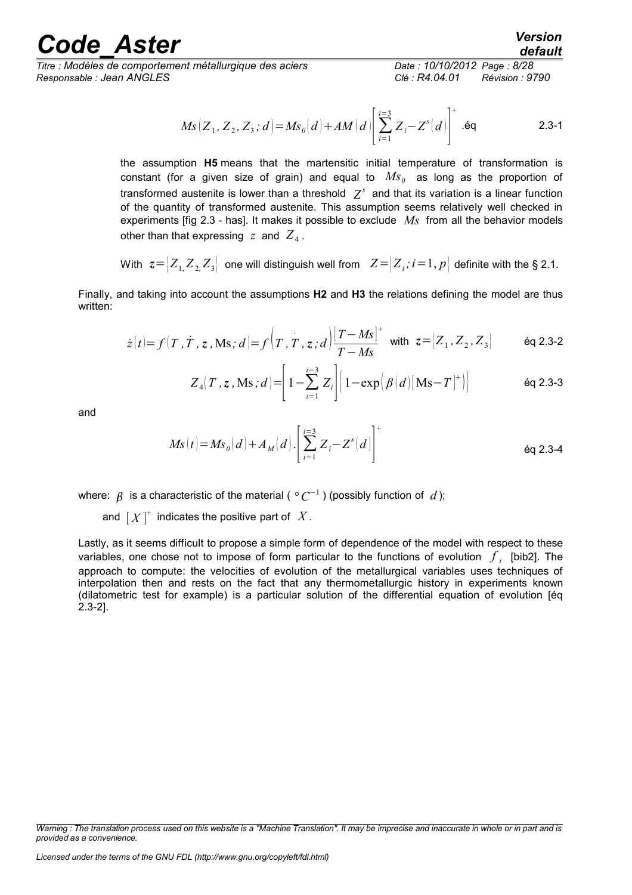$$Ms(Z_1, Z_2, Z_3; d) = Ms_0(d) + AM(d)\left[\sum_{i=1}^{i=3} Z_i - Z^s(d)\right]^+ \quad \text{.éq 2.3-1}$$

the assumption **H5** means that the martensitic initial temperature of transformation is constant (for a given size of grain) and equal to $Ms_0$ as long as the proportion of transformed austenite is lower than a threshold $Z^s$ and that its variation is a linear function of the quantity of transformed austenite. This assumption seems relatively well checked in experiments [fig 2.3 - has]. It makes it possible to exclude $Ms$ from all the behavior models other than that expressing $z$ and $Z_4$.

With $z = \{Z_1, Z_2, Z_3\}$ one will distinguish well from $Z = \{Z_i; i = 1, p\}$ definite with the § 2.1.

Finally, and taking into account the assumptions **H2** and **H3** the relations defining the model are thus written:

$$\dot{z}(t) = f(T, \dot{T}, \mathbf{z}, \mathrm{Ms}; d) = f\left(T, \dot{T}, \mathbf{z}; d\right)\frac{[T - Ms]^+}{T - Ms} \quad \text{with } \mathbf{z} = \{Z_1, Z_2, Z_3\} \qquad \text{éq 2.3-2}$$

$$Z_4(T, \mathbf{z}, \mathrm{Ms}; d) = \left[1 - \sum_{i=1}^{i=3} Z_i\right]\left\{1 - \exp\left(\beta(d)[\mathrm{Ms} - T]^+\right)\right\} \qquad \text{éq 2.3-3}$$

and

$$Ms(t) = Ms_0(d) + A_M(d).\left[\sum_{i=1}^{i=3} Z_i - Z^s(d)\right]^+ \qquad \text{éq 2.3-4}$$

where: $\beta$ is a characteristic of the material ( $°C^{-1}$ ) (possibly function of $d$);

and $[X]^+$ indicates the positive part of $X$.

Lastly, as it seems difficult to propose a simple form of dependence of the model with respect to these variables, one chose not to impose of form particular to the functions of evolution $f_i$ [bib2]. The approach to compute: the velocities of evolution of the metallurgical variables uses techniques of interpolation then and rests on the fact that any thermometallurgic history in experiments known (dilatometric test for example) is a particular solution of the differential equation of evolution [éq 2.3-2].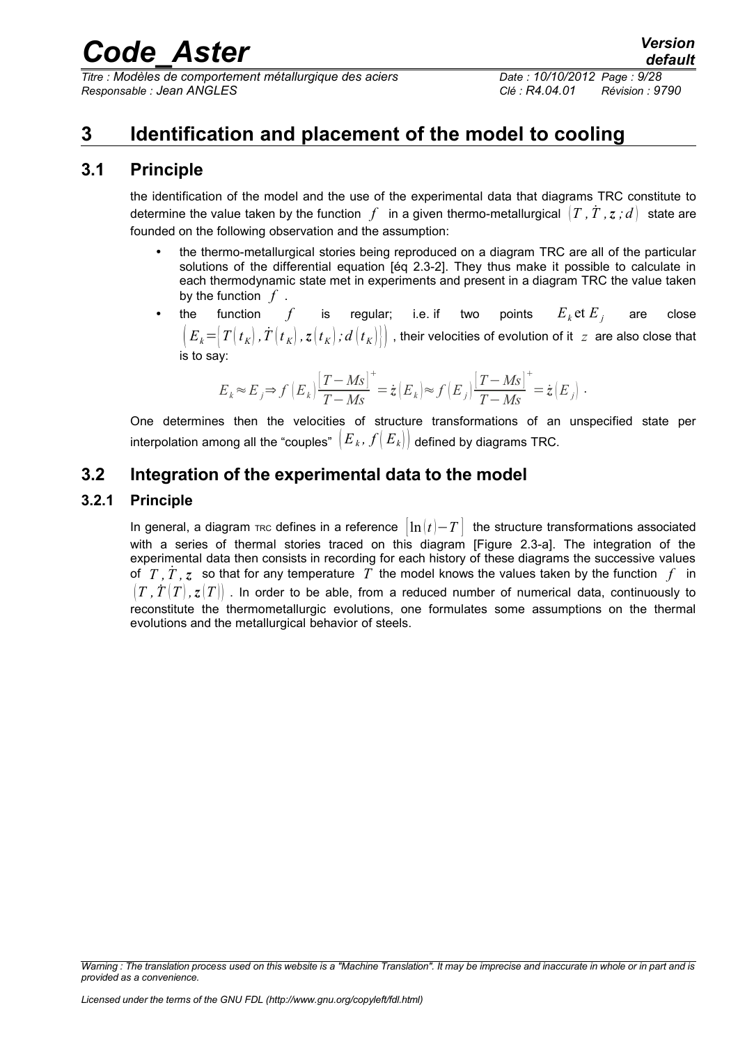# 3 Identification and placement of the model to cooling

## 3.1 Principle

the identification of the model and the use of the experimental data that diagrams TRC constitute to determine the value taken by the function $f$ in a given thermo-metallurgical $(T, \dot{T}, z; d)$ state are founded on the following observation and the assumption:

- the thermo-metallurgical stories being reproduced on a diagram TRC are all of the particular solutions of the differential equation [éq 2.3-2]. They thus make it possible to calculate in each thermodynamic state met in experiments and present in a diagram TRC the value taken by the function $f$.
- the function $f$ is regular; i.e. if two points $E_k$ et $E_j$ are close $\left(E_k = \left[T(t_K), \dot{T}(t_K), z(t_K); d(t_K)\right]\right)$, their velocities of evolution of it $z$ are also close that is to say:

$$E_k \approx E_j \Rightarrow f(E_k)\frac{[T-Ms]^+}{T-Ms} = \dot{z}(E_k) \approx f(E_j)\frac{[T-Ms]^+}{T-Ms} = \dot{z}(E_j) .$$

One determines then the velocities of structure transformations of an unspecified state per interpolation among all the "couples" $(E_k, f(E_k))$ defined by diagrams TRC.

## 3.2 Integration of the experimental data to the model

### 3.2.1 Principle

In general, a diagram TRC defines in a reference $[\ln(t) - T]$ the structure transformations associated with a series of thermal stories traced on this diagram [Figure 2.3-a]. The integration of the experimental data then consists in recording for each history of these diagrams the successive values of $T, \dot{T}, z$ so that for any temperature $T$ the model knows the values taken by the function $f$ in $(T, \dot{T}(T), z(T))$. In order to be able, from a reduced number of numerical data, continuously to reconstitute the thermometallurgic evolutions, one formulates some assumptions on the thermal evolutions and the metallurgical behavior of steels.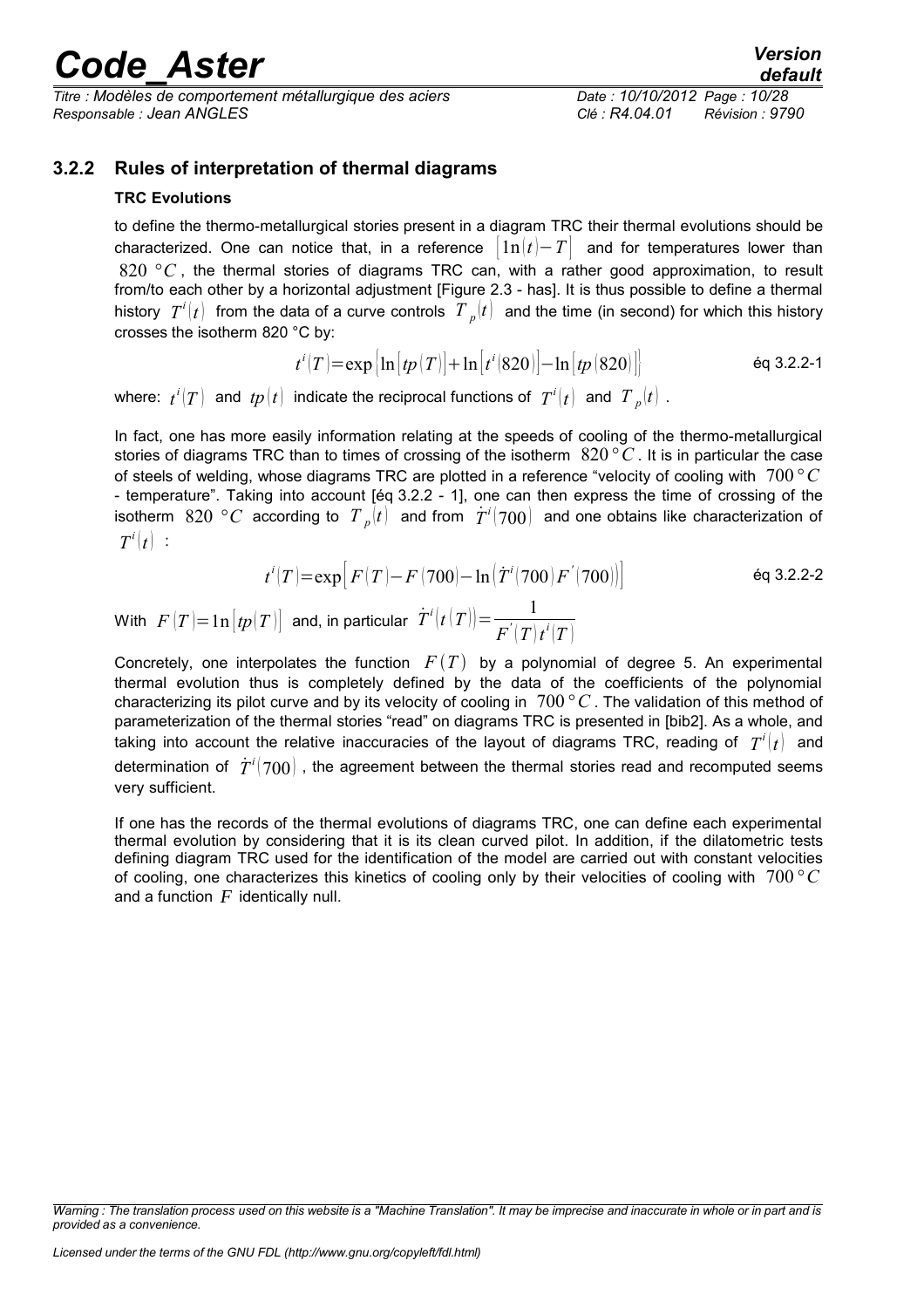### 3.2.2 Rules of interpretation of thermal diagrams

**TRC Evolutions**

to define the thermo-metallurgical stories present in a diagram TRC their thermal evolutions should be characterized. One can notice that, in a reference $[\ln(t)-T]$ and for temperatures lower than $820\ °C$, the thermal stories of diagrams TRC can, with a rather good approximation, to result from/to each other by a horizontal adjustment [Figure 2.3 - has]. It is thus possible to define a thermal history $T^i(t)$ from the data of a curve controls $T_p(t)$ and the time (in second) for which this history crosses the isotherm 820 °C by:

$$t^i(T)=\exp\{\ln[tp(T)]+\ln[t^i(820)]-\ln[tp(820)]\} \qquad \text{éq 3.2.2-1}$$

where: $t^i(T)$ and $tp(t)$ indicate the reciprocal functions of $T^i(t)$ and $T_p(t)$.

In fact, one has more easily information relating at the speeds of cooling of the thermo-metallurgical stories of diagrams TRC than to times of crossing of the isotherm $820\,°C$. It is in particular the case of steels of welding, whose diagrams TRC are plotted in a reference "velocity of cooling with $700\,°C$ - temperature". Taking into account [éq 3.2.2 - 1], one can then express the time of crossing of the isotherm $820\ °C$ according to $T_p(t)$ and from $\dot{T}^i(700)$ and one obtains like characterization of $T^i(t)$ :

$$t^i(T)=\exp\left[F(T)-F(700)-\ln\left(\dot{T}^i(700)F^{'}(700)\right)\right] \qquad \text{éq 3.2.2-2}$$

With $F(T)=\ln[tp(T)]$ and, in particular $\dot{T}^i(t(T))=\dfrac{1}{F^{'}(T)t^i(T)}$

Concretely, one interpolates the function $F(T)$ by a polynomial of degree 5. An experimental thermal evolution thus is completely defined by the data of the coefficients of the polynomial characterizing its pilot curve and by its velocity of cooling in $700\,°C$. The validation of this method of parameterization of the thermal stories "read" on diagrams TRC is presented in [bib2]. As a whole, and taking into account the relative inaccuracies of the layout of diagrams TRC, reading of $T^i(t)$ and determination of $\dot{T}^i(700)$, the agreement between the thermal stories read and recomputed seems very sufficient.

If one has the records of the thermal evolutions of diagrams TRC, one can define each experimental thermal evolution by considering that it is its clean curved pilot. In addition, if the dilatometric tests defining diagram TRC used for the identification of the model are carried out with constant velocities of cooling, one characterizes this kinetics of cooling only by their velocities of cooling with $700\,°C$ and a function $F$ identically null.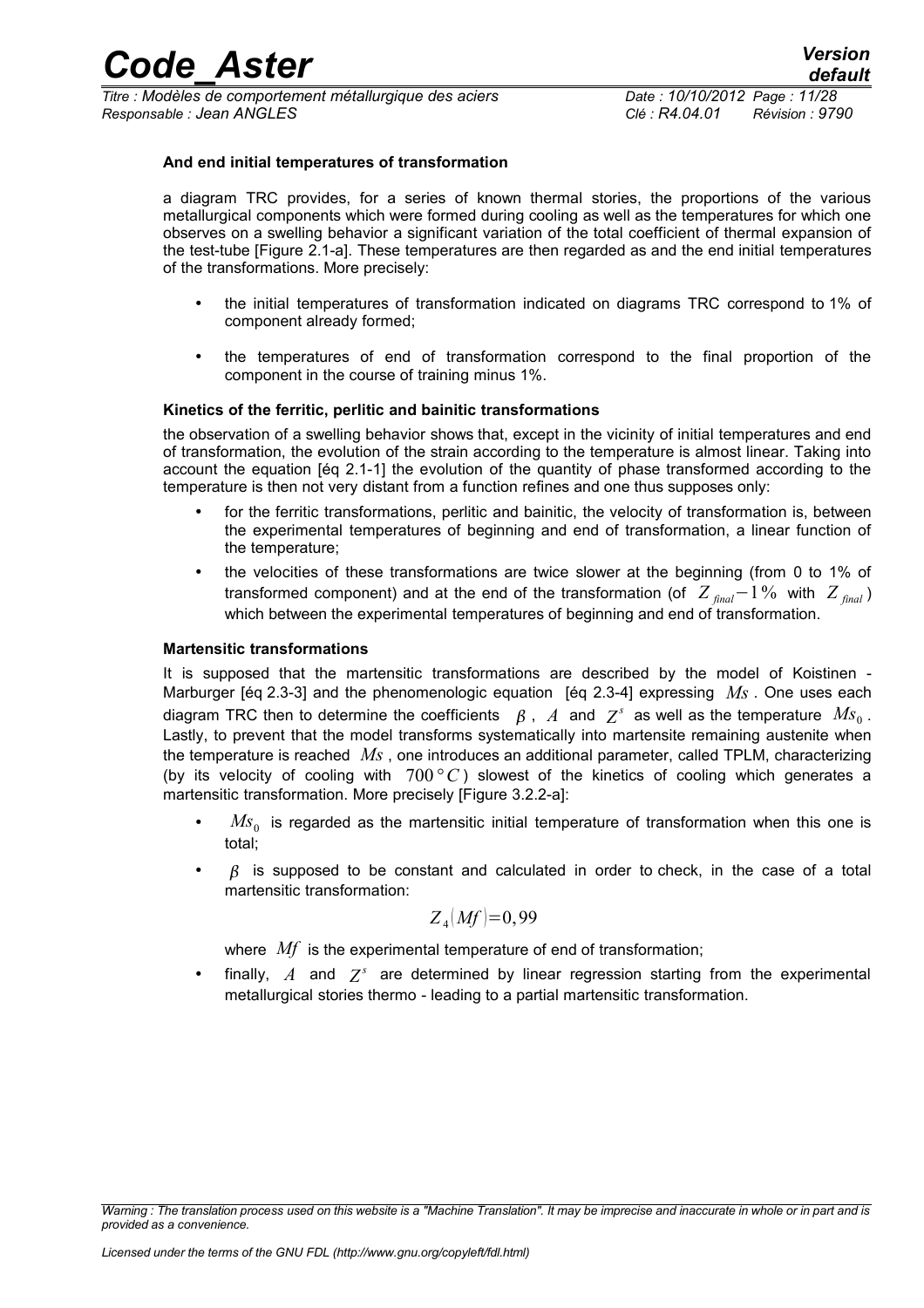**And end initial temperatures of transformation**

a diagram TRC provides, for a series of known thermal stories, the proportions of the various metallurgical components which were formed during cooling as well as the temperatures for which one observes on a swelling behavior a significant variation of the total coefficient of thermal expansion of the test-tube [Figure 2.1-a]. These temperatures are then regarded as and the end initial temperatures of the transformations. More precisely:

- the initial temperatures of transformation indicated on diagrams TRC correspond to 1% of component already formed;
- the temperatures of end of transformation correspond to the final proportion of the component in the course of training minus 1%.

**Kinetics of the ferritic, perlitic and bainitic transformations**

the observation of a swelling behavior shows that, except in the vicinity of initial temperatures and end of transformation, the evolution of the strain according to the temperature is almost linear. Taking into account the equation [éq 2.1-1] the evolution of the quantity of phase transformed according to the temperature is then not very distant from a function refines and one thus supposes only:

- for the ferritic transformations, perlitic and bainitic, the velocity of transformation is, between the experimental temperatures of beginning and end of transformation, a linear function of the temperature;
- the velocities of these transformations are twice slower at the beginning (from 0 to 1% of transformed component) and at the end of the transformation (of $Z_{final}-1\%$ with $Z_{final}$) which between the experimental temperatures of beginning and end of transformation.

**Martensitic transformations**

It is supposed that the martensitic transformations are described by the model of Koistinen - Marburger [éq 2.3-3] and the phenomenologic equation [éq 2.3-4] expressing $Ms$. One uses each diagram TRC then to determine the coefficients $\beta$, $A$ and $Z^s$ as well as the temperature $Ms_0$. Lastly, to prevent that the model transforms systematically into martensite remaining austenite when the temperature is reached $Ms$, one introduces an additional parameter, called TPLM, characterizing (by its velocity of cooling with $700°C$) slowest of the kinetics of cooling which generates a martensitic transformation. More precisely [Figure 3.2.2-a]:

- $Ms_0$ is regarded as the martensitic initial temperature of transformation when this one is total;
- $\beta$ is supposed to be constant and calculated in order to check, in the case of a total martensitic transformation:

$$Z_4(Mf)=0,99$$

where $Mf$ is the experimental temperature of end of transformation;

- finally, $A$ and $Z^s$ are determined by linear regression starting from the experimental metallurgical stories thermo - leading to a partial martensitic transformation.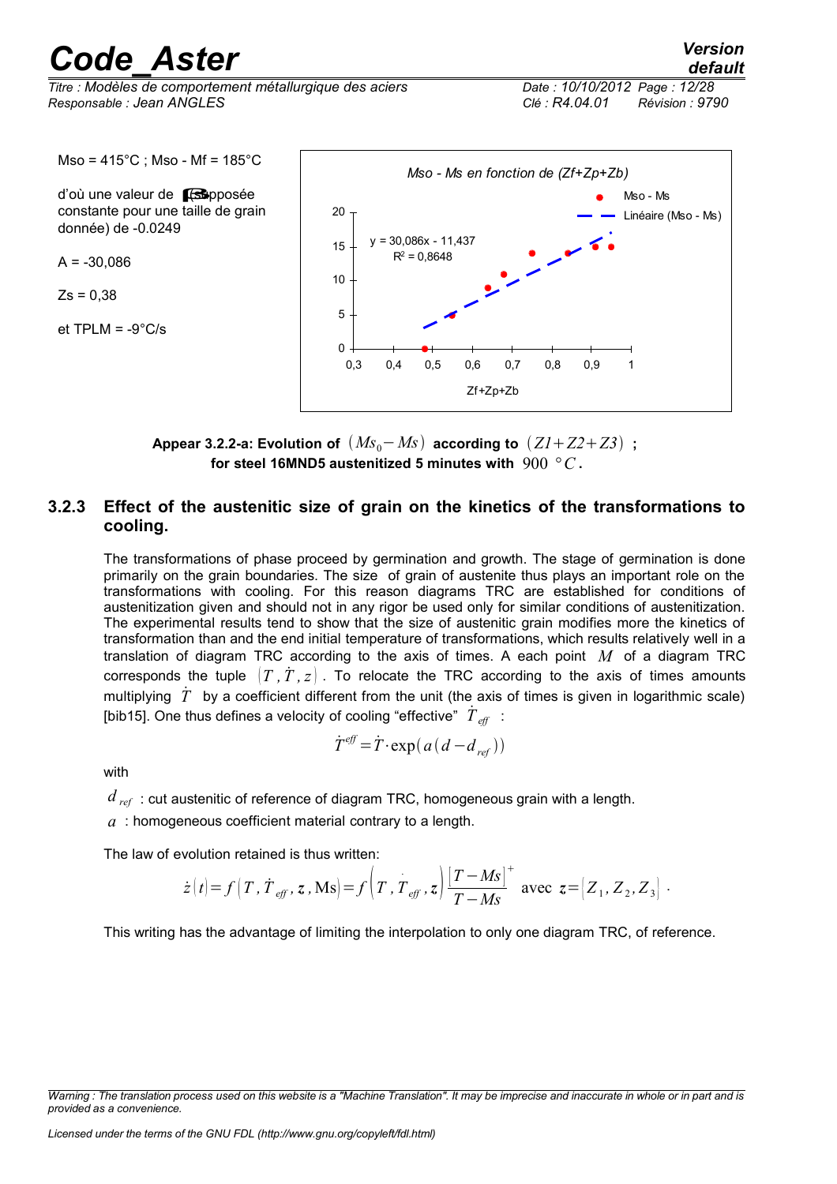Mso = 415°C ; Mso - Mf = 185°C

d'où une valeur de ⟦S⟧ (supposée constante pour une taille de grain donnée) de -0.0249

A = -30,086

Zs = 0,38

et TPLM = -9°C/s

*Mso - Ms en fonction de (Zf+Zp+Zb)*

Mso - Ms
Linéaire (Mso - Ms)

y = 30,086x - 11,437
$R^2$ = 0,8648

Zf+Zp+Zb

**Appear 3.2.2-a: Evolution of $(Ms_0 - Ms)$ according to $(Z1+Z2+Z3)$ ; for steel 16MND5 austenitized 5 minutes with $900\ °C$.**

### 3.2.3 Effect of the austenitic size of grain on the kinetics of the transformations to cooling.

The transformations of phase proceed by germination and growth. The stage of germination is done primarily on the grain boundaries. The size of grain of austenite thus plays an important role on the transformations with cooling. For this reason diagrams TRC are established for conditions of austenitization given and should not in any rigor be used only for similar conditions of austenitization. The experimental results tend to show that the size of austenitic grain modifies more the kinetics of transformation than and the end initial temperature of transformations, which results relatively well in a translation of diagram TRC according to the axis of times. A each point $M$ of a diagram TRC corresponds the tuple $(T, \dot{T}, z)$. To relocate the TRC according to the axis of times amounts multiplying $\dot{T}$ by a coefficient different from the unit (the axis of times is given in logarithmic scale) [bib15]. One thus defines a velocity of cooling "effective" $\dot{T}_{eff}$ :

$$\dot{T}^{eff} = \dot{T} \cdot \exp(a(d - d_{ref}))$$

with

$d_{ref}$ : cut austenitic of reference of diagram TRC, homogeneous grain with a length.

$a$ : homogeneous coefficient material contrary to a length.

The law of evolution retained is thus written:

$$\dot{z}(t) = f(T, \dot{T}_{eff}, \mathbf{z}, \text{Ms}) = f\left(T, \dot{T}_{eff}, \mathbf{z}\right) \frac{[T - Ms]^+}{T - Ms} \text{ avec } \mathbf{z} = (Z_1, Z_2, Z_3) .$$

This writing has the advantage of limiting the interpolation to only one diagram TRC, of reference.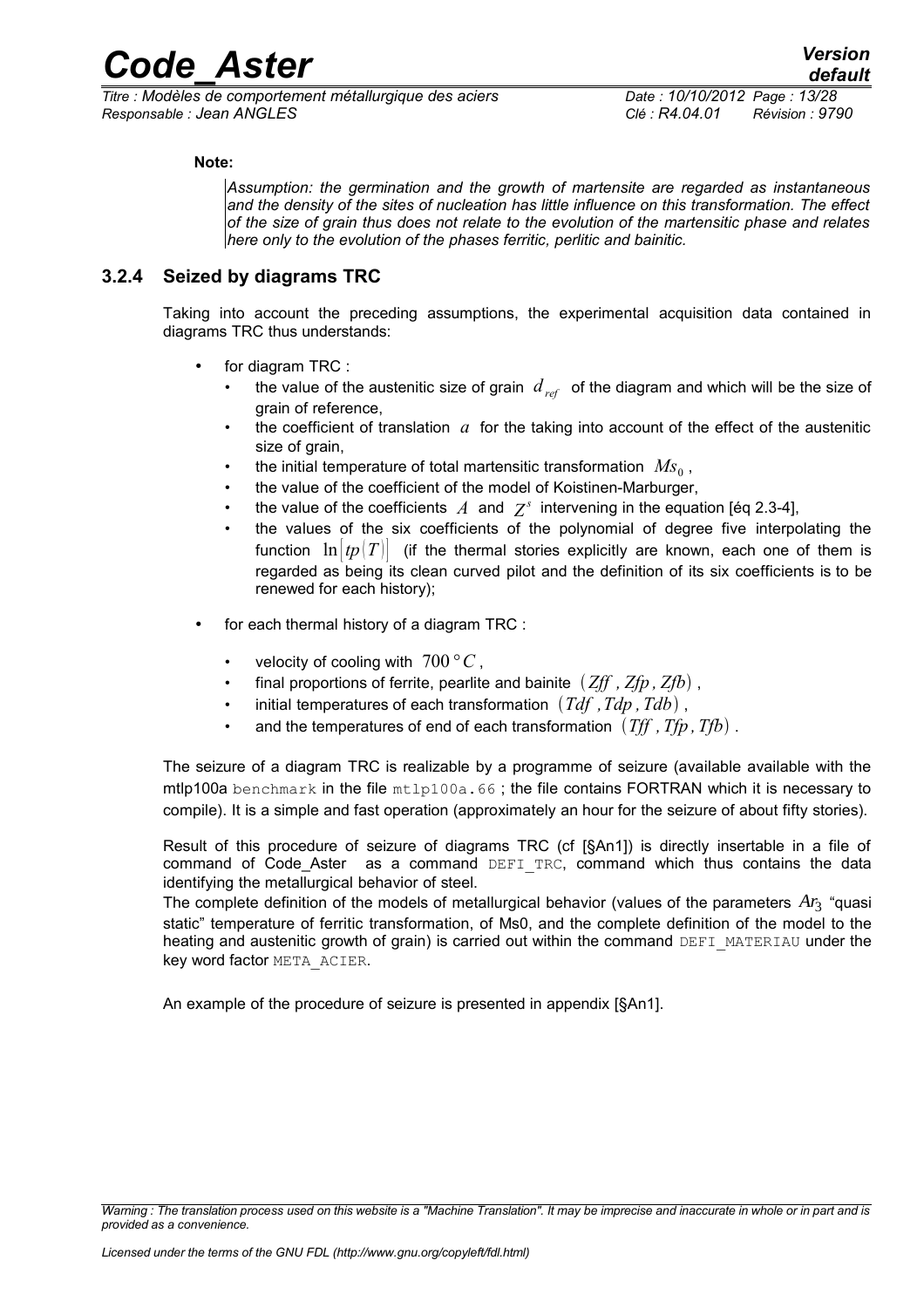**Note:**

*Assumption: the germination and the growth of martensite are regarded as instantaneous and the density of the sites of nucleation has little influence on this transformation. The effect of the size of grain thus does not relate to the evolution of the martensitic phase and relates here only to the evolution of the phases ferritic, perlitic and bainitic.*

### 3.2.4 Seized by diagrams TRC

Taking into account the preceding assumptions, the experimental acquisition data contained in diagrams TRC thus understands:

- for diagram TRC :
  - the value of the austenitic size of grain $d_{ref}$ of the diagram and which will be the size of grain of reference,
  - the coefficient of translation $a$ for the taking into account of the effect of the austenitic size of grain,
  - the initial temperature of total martensitic transformation $Ms_0$ ,
  - the value of the coefficient of the model of Koistinen-Marburger,
  - the value of the coefficients $A$ and $Z^s$ intervening in the equation [éq 2.3-4],
  - the values of the six coefficients of the polynomial of degree five interpolating the function $\ln[tp(T)]$ (if the thermal stories explicitly are known, each one of them is regarded as being its clean curved pilot and the definition of its six coefficients is to be renewed for each history);
- for each thermal history of a diagram TRC :
  - velocity of cooling with $700°C$ ,
  - final proportions of ferrite, pearlite and bainite $(Zff, Zfp, Zfb)$ ,
  - initial temperatures of each transformation $(Tdf, Tdp, Tdb)$ ,
  - and the temperatures of end of each transformation $(Tff, Tfp, Tfb)$ .

The seizure of a diagram TRC is realizable by a programme of seizure (available available with the mtlp100a `benchmark` in the file `mtlp100a.66` ; the file contains FORTRAN which it is necessary to compile). It is a simple and fast operation (approximately an hour for the seizure of about fifty stories).

Result of this procedure of seizure of diagrams TRC (cf [§An1]) is directly insertable in a file of command of Code_Aster as a command `DEFI_TRC`, command which thus contains the data identifying the metallurgical behavior of steel.
The complete definition of the models of metallurgical behavior (values of the parameters $Ar_3$ "quasi static" temperature of ferritic transformation, of Ms0, and the complete definition of the model to the heating and austenitic growth of grain) is carried out within the command `DEFI_MATERIAU` under the key word factor `META_ACIER`.

An example of the procedure of seizure is presented in appendix [§An1].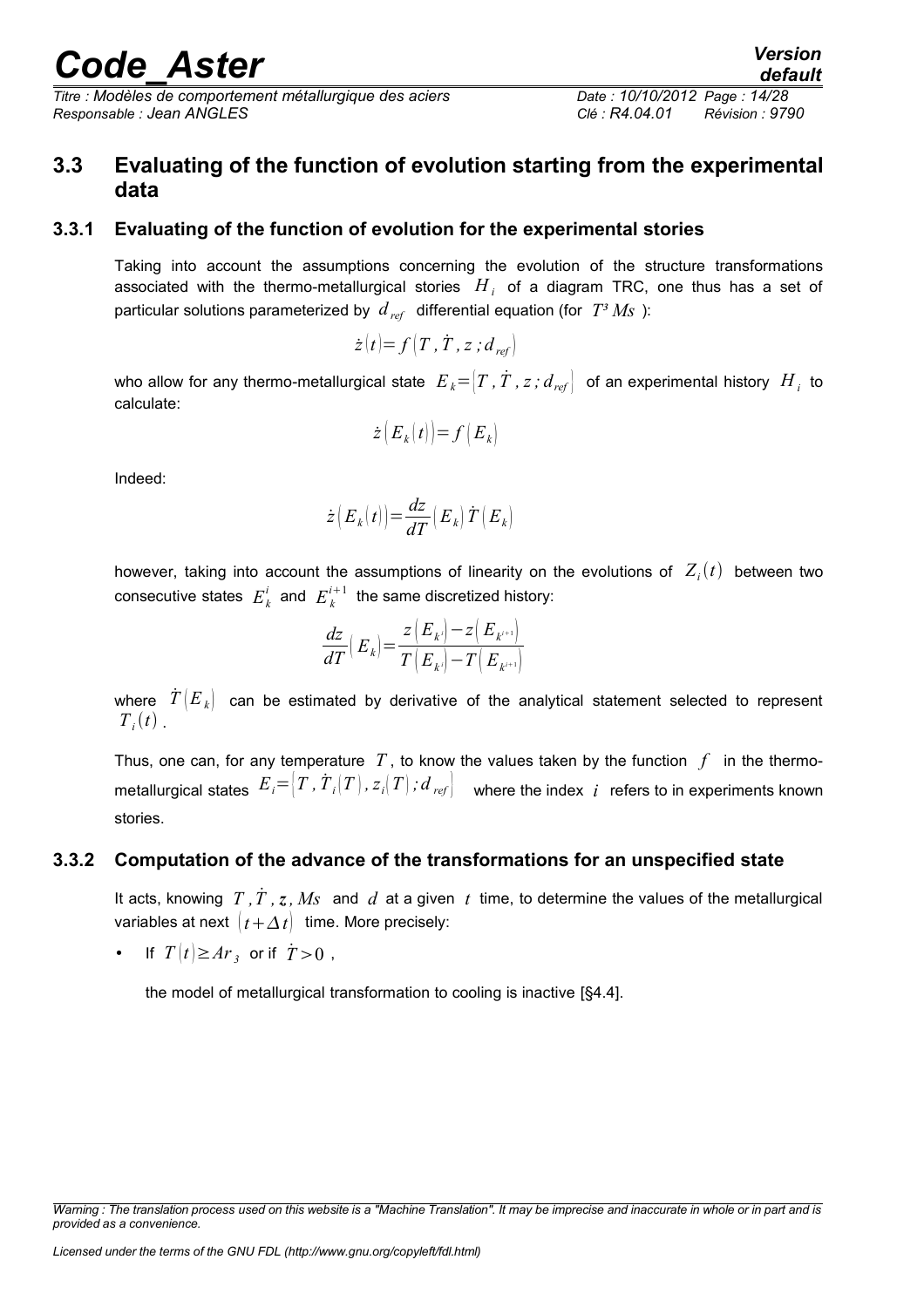## 3.3 Evaluating of the function of evolution starting from the experimental data

### 3.3.1 Evaluating of the function of evolution for the experimental stories

Taking into account the assumptions concerning the evolution of the structure transformations associated with the thermo-metallurgical stories $H_i$ of a diagram TRC, one thus has a set of particular solutions parameterized by $d_{ref}$ differential equation (for $T³ Ms$ ):

$$\dot{z}(t) = f\left(T, \dot{T}, z ; d_{ref}\right)$$

who allow for any thermo-metallurgical state $E_k = \left[T, \dot{T}, z ; d_{ref}\right]$ of an experimental history $H_i$ to calculate:

$$\dot{z}\left(E_k(t)\right) = f\left(E_k\right)$$

Indeed:

$$\dot{z}\left(E_k(t)\right) = \frac{dz}{dT}\left(E_k\right)\dot{T}\left(E_k\right)$$

however, taking into account the assumptions of linearity on the evolutions of $Z_i(t)$ between two consecutive states $E_k^i$ and $E_k^{i+1}$ the same discretized history:

$$\frac{dz}{dT}\left(E_k\right) = \frac{z\left(E_{k^i}\right) - z\left(E_{k^{i+1}}\right)}{T\left(E_{k^i}\right) - T\left(E_{k^{i+1}}\right)}$$

where $\dot{T}\left(E_k\right)$ can be estimated by derivative of the analytical statement selected to represent $T_i(t)$.

Thus, one can, for any temperature $T$, to know the values taken by the function $f$ in the thermo-metallurgical states $E_i = \left[T, \dot{T}_i(T), z_i(T) ; d_{ref}\right]$ where the index $i$ refers to in experiments known stories.

### 3.3.2 Computation of the advance of the transformations for an unspecified state

It acts, knowing $T, \dot{T}, z, Ms$ and $d$ at a given $t$ time, to determine the values of the metallurgical variables at next $(t + \Delta t)$ time. More precisely:

- If $T(t) \geq Ar_3$ or if $\dot{T} > 0$,

  the model of metallurgical transformation to cooling is inactive [§4.4].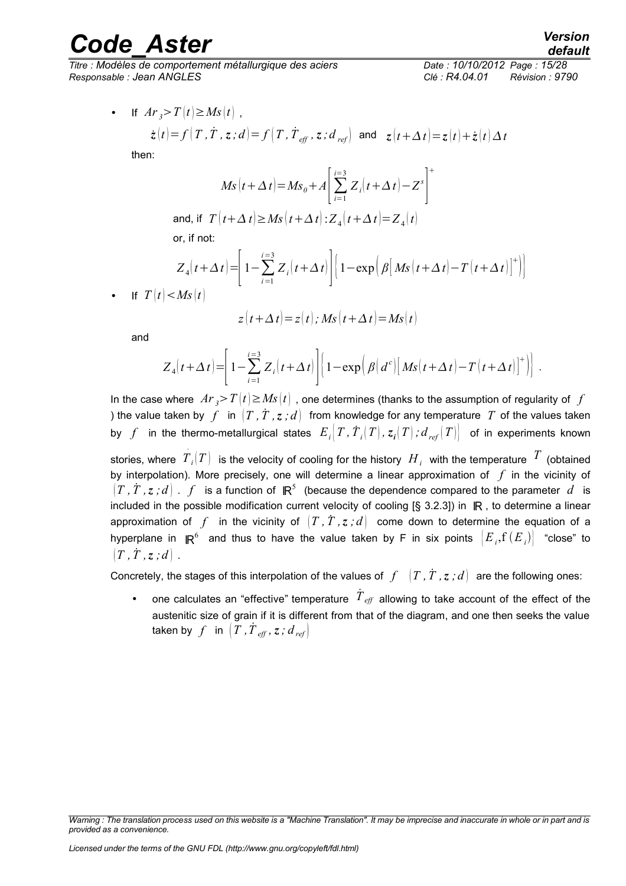- If $Ar_3 > T(t) \geq Ms(t)$ ,

  $\dot{z}(t) = f(T, \dot{T}, z; d) = f(T, \dot{T}_{eff}, z; d_{ref})$ and $z(t+\Delta t) = z(t) + \dot{z}(t)\Delta t$

  then:

  $$Ms(t+\Delta t) = Ms_0 + A\left[\sum_{i=1}^{i=3} Z_i(t+\Delta t) - Z^s\right]^+$$

  and, if $T(t+\Delta t) \geq Ms(t+\Delta t) : Z_4(t+\Delta t) = Z_4(t)$

  or, if not:

  $$Z_4(t+\Delta t) = \left[1 - \sum_{i=1}^{i=3} Z_i(t+\Delta t)\right]\left\{1 - \exp\left(\beta\left[Ms(t+\Delta t) - T(t+\Delta t)\right]^+\right)\right\}$$

- If $T(t) < Ms(t)$

  $$z(t+\Delta t) = z(t); Ms(t+\Delta t) = Ms(t)$$

  and

  $$Z_4(t+\Delta t) = \left[1 - \sum_{i=1}^{i=3} Z_i(t+\Delta t)\right]\left\{1 - \exp\left(\beta(d^c)\left[Ms(t+\Delta t) - T(t+\Delta t)\right]^+\right)\right\} .$$

In the case where $Ar_3 > T(t) \geq Ms(t)$ , one determines (thanks to the assumption of regularity of $f$ ) the value taken by $f$ in $(T, \dot{T}, z; d)$ from knowledge for any temperature $T$ of the values taken by $f$ in the thermo-metallurgical states $E_i\left(T, \dot{T}_i(T), z_i(T); d_{ref}(T)\right)$ of in experiments known stories, where $\dot{T}_i(T)$ is the velocity of cooling for the history $H_i$ with the temperature $T$ (obtained by interpolation). More precisely, one will determine a linear approximation of $f$ in the vicinity of $(T, \dot{T}, z; d)$ . $f$ is a function of $\mathbb{R}^5$ (because the dependence compared to the parameter $d$ is included in the possible modification current velocity of cooling [§ 3.2.3]) in $\mathbb{R}$ , to determine a linear approximation of $f$ in the vicinity of $(T, \dot{T}, z; d)$ come down to determine the equation of a hyperplane in $\mathbb{R}^6$ and thus to have the value taken by F in six points $\left(E_i, \mathrm{f}(E_i)\right)$ "close" to $(T, \dot{T}, z; d)$ .

Concretely, the stages of this interpolation of the values of $f$ $(T, \dot{T}, z; d)$ are the following ones:

- one calculates an "effective" temperature $\dot{T}_{eff}$ allowing to take account of the effect of the austenitic size of grain if it is different from that of the diagram, and one then seeks the value taken by $f$ in $(T, \dot{T}_{eff}, z; d_{ref})$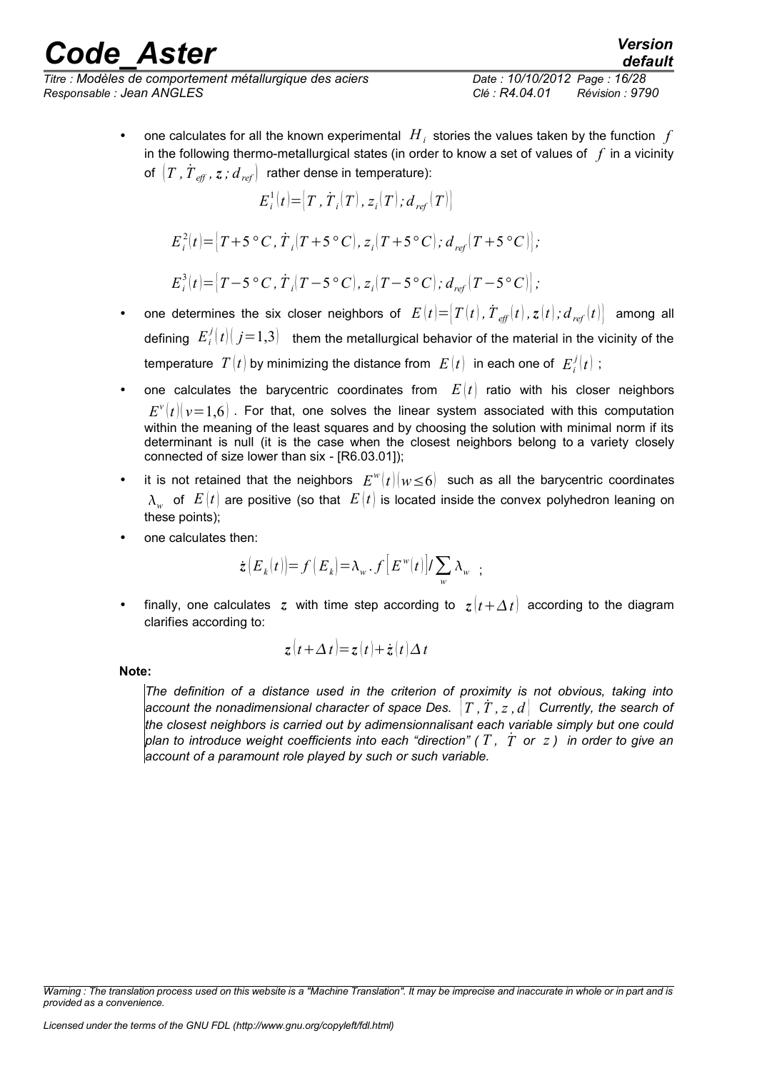- one calculates for all the known experimental $H_i$ stories the values taken by the function $f$ in the following thermo-metallurgical states (in order to know a set of values of $f$ in a vicinity of $\left(T, \dot{T}_{eff}, \mathbf{z}; d_{ref}\right)$ rather dense in temperature):

$$E_i^1(t)=\left[T, \dot{T}_i(T), z_i(T); d_{ref}(T)\right]$$

$$E_i^2(t)=\left[T+5°C, \dot{T}_i(T+5°C), z_i(T+5°C); d_{ref}(T+5°C)\right];$$

$$E_i^3(t)=\left[T-5°C, \dot{T}_i(T-5°C), z_i(T-5°C); d_{ref}(T-5°C)\right];$$

- one determines the six closer neighbors of $E(t)=\left[T(t), \dot{T}_{eff}(t), \mathbf{z}(t); d_{ref}(t)\right]$ among all defining $E_i^j(t)(j=1,3)$ them the metallurgical behavior of the material in the vicinity of the temperature $T(t)$ by minimizing the distance from $E(t)$ in each one of $E_i^j(t)$ ;
- one calculates the barycentric coordinates from $E(t)$ ratio with his closer neighbors $E^v(t)(v=1,6)$ . For that, one solves the linear system associated with this computation within the meaning of the least squares and by choosing the solution with minimal norm if its determinant is null (it is the case when the closest neighbors belong to a variety closely connected of size lower than six - [R6.03.01]);
- it is not retained that the neighbors $E^w(t)(w \leq 6)$ such as all the barycentric coordinates $\lambda_w$ of $E(t)$ are positive (so that $E(t)$ is located inside the convex polyhedron leaning on these points);
- one calculates then:

$$\dot{\mathbf{z}}\left(E_k(t)\right)=f\left(E_k\right)=\lambda_w \cdot f\left[E^w(t)\right] / \sum_w \lambda_w \quad ;$$

- finally, one calculates $\mathbf{z}$ with time step according to $\mathbf{z}(t+\Delta t)$ according to the diagram clarifies according to:

$$\mathbf{z}(t+\Delta t)=\mathbf{z}(t)+\dot{\mathbf{z}}(t)\Delta t$$

**Note:**

*The definition of a distance used in the criterion of proximity is not obvious, taking into account the nonadimensional character of space Des.* $\left(T, \dot{T}, z, d\right)$ *Currently, the search of the closest neighbors is carried out by adimensionnalisant each variable simply but one could plan to introduce weight coefficients into each "direction" (* $T$ *,* $\dot{T}$ *or* $z$ *) in order to give an account of a paramount role played by such or such variable.*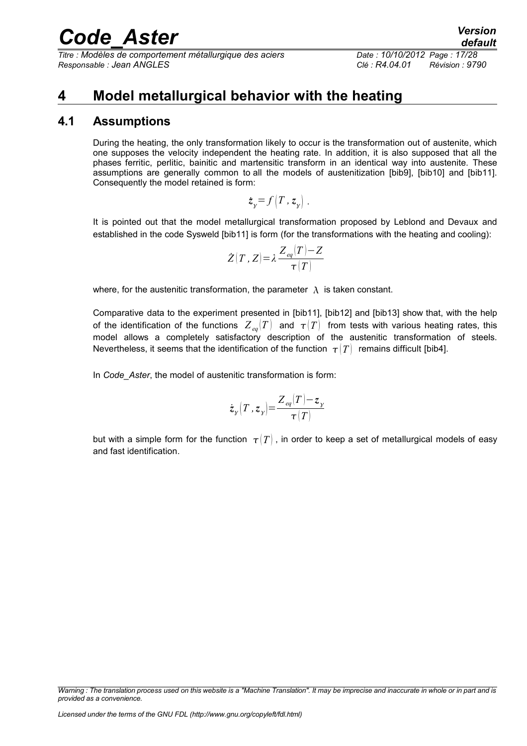# 4 Model metallurgical behavior with the heating

## 4.1 Assumptions

During the heating, the only transformation likely to occur is the transformation out of austenite, which one supposes the velocity independent the heating rate. In addition, it is also supposed that all the phases ferritic, perlitic, bainitic and martensitic transform in an identical way into austenite. These assumptions are generally common to all the models of austenitization [bib9], [bib10] and [bib11]. Consequently the model retained is form:

$$\dot{z}_{\gamma}=f\left(T\,,z_{\gamma}\right)\,.$$

It is pointed out that the model metallurgical transformation proposed by Leblond and Devaux and established in the code Sysweld [bib11] is form (for the transformations with the heating and cooling):

$$\dot{Z}(T\,,Z)=\lambda\frac{Z_{eq}(T)-Z}{\tau(T)}$$

where, for the austenitic transformation, the parameter $\lambda$ is taken constant.

Comparative data to the experiment presented in [bib11], [bib12] and [bib13] show that, with the help of the identification of the functions $Z_{eq}(T)$ and $\tau(T)$ from tests with various heating rates, this model allows a completely satisfactory description of the austenitic transformation of steels. Nevertheless, it seems that the identification of the function $\tau(T)$ remains difficult [bib4].

In *Code_Aster*, the model of austenitic transformation is form:

$$\dot{z}_{\gamma}\left(T\,,z_{\gamma}\right)=\frac{Z_{eq}(T)-z_{\gamma}}{\tau(T)}$$

but with a simple form for the function $\tau(T)$, in order to keep a set of metallurgical models of easy and fast identification.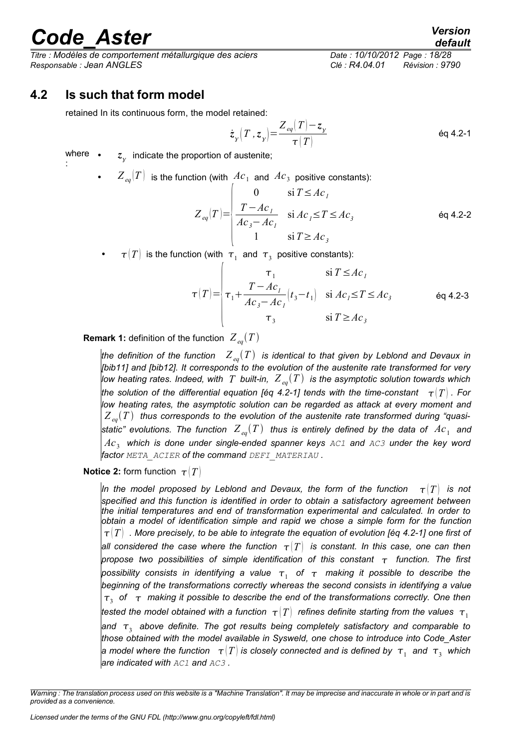## 4.2 Is such that form model

retained In its continuous form, the model retained:

$$\dot{z}_{\gamma}(T, z_{\gamma}) = \frac{Z_{eq}(T) - z_{\gamma}}{\tau(T)} \qquad \text{éq 4.2-1}$$

where :

- $z_{\gamma}$ indicate the proportion of austenite;
- $Z_{eq}(T)$ is the function (with $Ac_1$ and $Ac_3$ positive constants):

$$Z_{eq}(T) = \begin{cases} 0 & \text{si } T \leq Ac_1 \\ \dfrac{T - Ac_1}{Ac_3 - Ac_1} & \text{si } Ac_1 \leq T \leq Ac_3 \\ 1 & \text{si } T \geq Ac_3 \end{cases} \qquad \text{éq 4.2-2}$$

- $\tau(T)$ is the function (with $\tau_1$ and $\tau_3$ positive constants):

$$\tau(T) = \begin{cases} \tau_1 & \text{si } T \leq Ac_1 \\ \tau_1 + \dfrac{T - Ac_1}{Ac_3 - Ac_1}(t_3 - t_1) & \text{si } Ac_1 \leq T \leq Ac_3 \\ \tau_3 & \text{si } T \geq Ac_3 \end{cases} \qquad \text{éq 4.2-3}$$

**Remark 1:** definition of the function $Z_{eq}(T)$

*the definition of the function $Z_{eq}(T)$ is identical to that given by Leblond and Devaux in [bib11] and [bib12]. It corresponds to the evolution of the austenite rate transformed for very low heating rates. Indeed, with $T$ built-in, $Z_{eq}(T)$ is the asymptotic solution towards which the solution of the differential equation [éq 4.2-1] tends with the time-constant $\tau(T)$. For low heating rates, the asymptotic solution can be regarded as attack at every moment and $Z_{eq}(T)$ thus corresponds to the evolution of the austenite rate transformed during "quasi-static" evolutions. The function $Z_{eq}(T)$ thus is entirely defined by the data of $Ac_1$ and $Ac_3$ which is done under single-ended spanner keys AC1 and AC3 under the key word factor META_ACIER of the command DEFI_MATERIAU .*

**Notice 2:** form function $\tau(T)$

*In the model proposed by Leblond and Devaux, the form of the function $\tau(T)$ is not specified and this function is identified in order to obtain a satisfactory agreement between the initial temperatures and end of transformation experimental and calculated. In order to obtain a model of identification simple and rapid we chose a simple form for the function $\tau(T)$ . More precisely, to be able to integrate the equation of evolution [éq 4.2-1] one first of all considered the case where the function $\tau(T)$ is constant. In this case, one can then propose two possibilities of simple identification of this constant $\tau$ function. The first possibility consists in identifying a value $\tau_1$ of $\tau$ making it possible to describe the beginning of the transformations correctly whereas the second consists in identifying a value $\tau_3$ of $\tau$ making it possible to describe the end of the transformations correctly. One then tested the model obtained with a function $\tau(T)$ refines definite starting from the values $\tau_1$ and $\tau_3$ above definite. The got results being completely satisfactory and comparable to those obtained with the model available in Sysweld, one chose to introduce into Code_Aster a model where the function $\tau(T)$ is closely connected and is defined by $\tau_1$ and $\tau_3$ which are indicated with AC1 and AC3 .*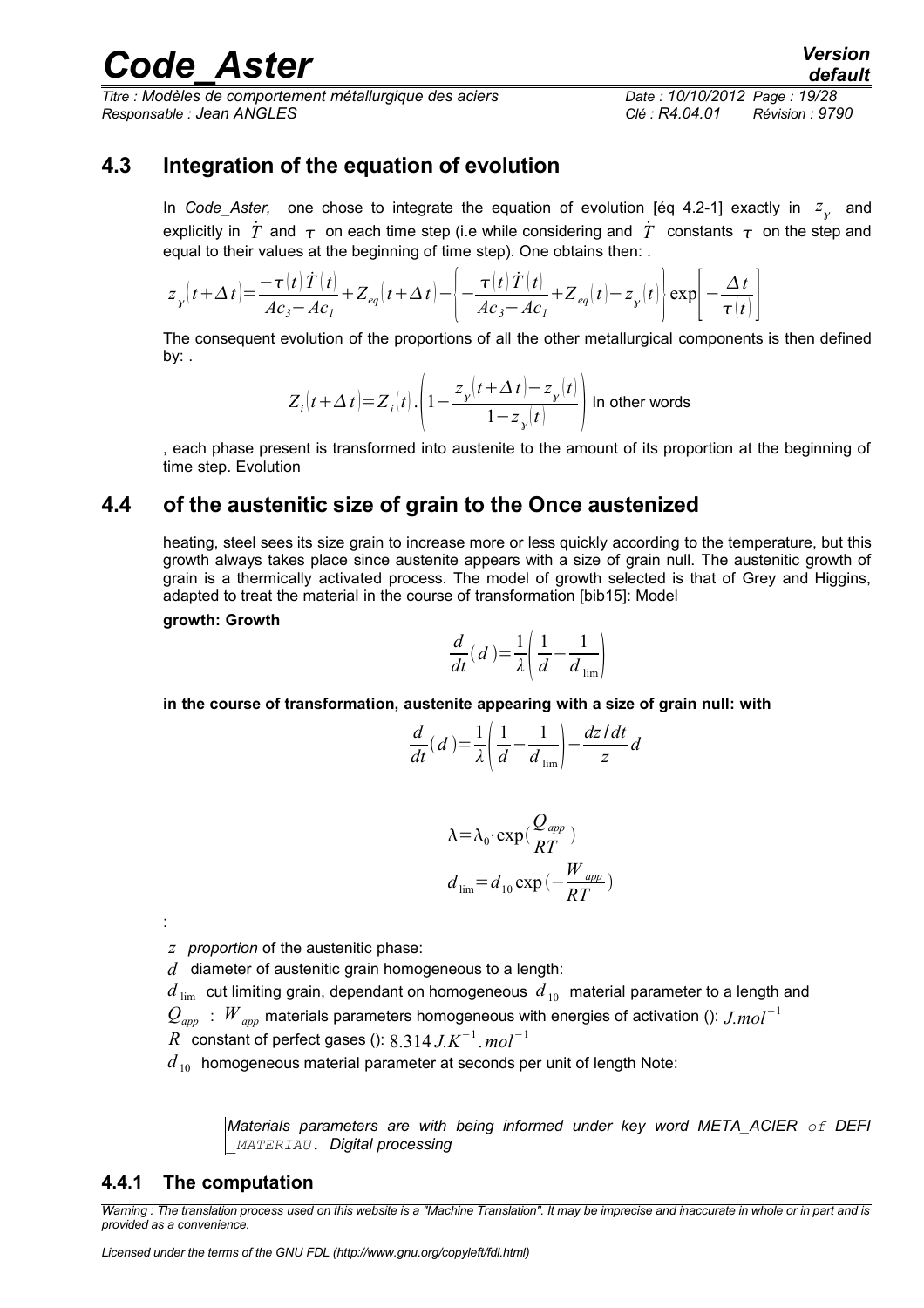## 4.3 Integration of the equation of evolution

In *Code_Aster,* one chose to integrate the equation of evolution [éq 4.2-1] exactly in $z_\gamma$ and explicitly in $\dot{T}$ and $\tau$ on each time step (i.e while considering and $\dot{T}$ constants $\tau$ on the step and equal to their values at the beginning of time step). One obtains then: .

$$z_\gamma(t+\Delta t)=\frac{-\tau(t)\dot{T}(t)}{Ac_3-Ac_1}+Z_{eq}(t+\Delta t)-\left\{-\frac{\tau(t)\dot{T}(t)}{Ac_3-Ac_1}+Z_{eq}(t)-z_\gamma(t)\right\}\exp\left[-\frac{\Delta t}{\tau(t)}\right]$$

The consequent evolution of the proportions of all the other metallurgical components is then defined by: .

$$Z_i(t+\Delta t)=Z_i(t).\left(1-\frac{z_\gamma(t+\Delta t)-z_\gamma(t)}{1-z_\gamma(t)}\right)$$ In other words

, each phase present is transformed into austenite to the amount of its proportion at the beginning of time step. Evolution

## 4.4 of the austenitic size of grain to the Once austenized

heating, steel sees its size grain to increase more or less quickly according to the temperature, but this growth always takes place since austenite appears with a size of grain null. The austenitic growth of grain is a thermically activated process. The model of growth selected is that of Grey and Higgins, adapted to treat the material in the course of transformation [bib15]: Model

**growth: Growth**

$$\frac{d}{dt}(d)=\frac{1}{\lambda}\left(\frac{1}{d}-\frac{1}{d_{\lim}}\right)$$

**in the course of transformation, austenite appearing with a size of grain null: with**

$$\frac{d}{dt}(d)=\frac{1}{\lambda}\left(\frac{1}{d}-\frac{1}{d_{\lim}}\right)-\frac{dz/dt}{z}d$$

$$\lambda=\lambda_0\cdot\exp\left(\frac{Q_{app}}{RT}\right)$$

$$d_{\lim}=d_{10}\exp\left(-\frac{W_{app}}{RT}\right)$$

:

$z$ *proportion* of the austenitic phase:

$d$ diameter of austenitic grain homogeneous to a length:

$d_{\lim}$ cut limiting grain, dependant on homogeneous $d_{10}$ material parameter to a length and

$Q_{app}$ : $W_{app}$ materials parameters homogeneous with energies of activation (): $J.mol^{-1}$

$R$ constant of perfect gases (): $8.314\,J.K^{-1}.mol^{-1}$

$d_{10}$ homogeneous material parameter at seconds per unit of length Note:

> *Materials parameters are with being informed under key word META_ACIER of DEFI _MATERIAU. Digital processing*

### 4.4.1 The computation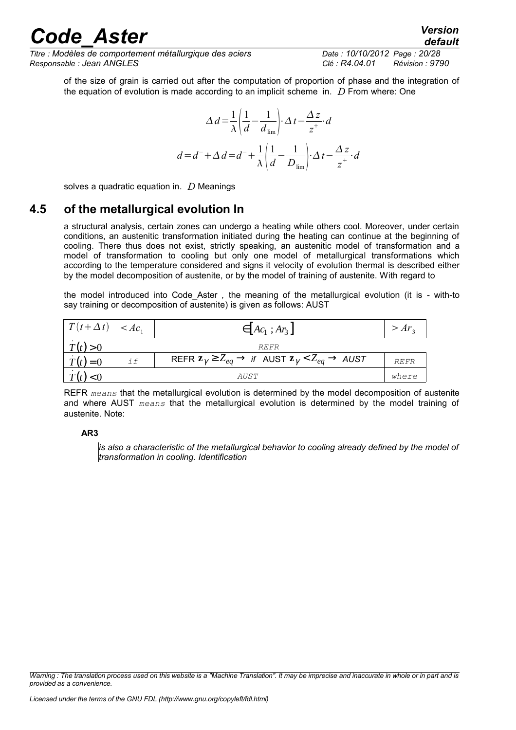of the size of grain is carried out after the computation of proportion of phase and the integration of the equation of evolution is made according to an implicit scheme in. $D$ From where: One

$$\Delta d=\frac{1}{\lambda}\left(\frac{1}{d}-\frac{1}{d_{\lim}}\right)\cdot\Delta t-\frac{\Delta z}{z^{+}}\cdot d$$

$$d=d^{-}+\Delta d=d^{-}+\frac{1}{\lambda}\left(\frac{1}{d}-\frac{1}{D_{\lim}}\right)\cdot\Delta t-\frac{\Delta z}{z^{+}}\cdot d$$

solves a quadratic equation in. $D$ Meanings

## 4.5 of the metallurgical evolution In

a structural analysis, certain zones can undergo a heating while others cool. Moreover, under certain conditions, an austenitic transformation initiated during the heating can continue at the beginning of cooling. There thus does not exist, strictly speaking, an austenitic model of transformation and a model of transformation to cooling but only one model of metallurgical transformations which according to the temperature considered and signs it velocity of evolution thermal is described either by the model decomposition of austenite, or by the model of training of austenite. With regard to

the model introduced into Code_Aster , the meaning of the metallurgical evolution (it is - with-to say training or decomposition of austenite) is given as follows: AUST

| $T(t+\Delta t)$ $<Ac_1$ | $\in[Ac_1 ; Ar_3]$ | $>Ar_3$ |
|---|---|---|
| $\dot{T}(t)>0$ | REFR | |
| $\dot{T}(t)=0$ if | REFR $z_\gamma \geq Z_{eq} \rightarrow$ if AUST $z_\gamma < Z_{eq} \rightarrow$ AUST | REFR |
| $\dot{T}(t)<0$ | AUST | where |

REFR *means* that the metallurgical evolution is determined by the model decomposition of austenite and where AUST *means* that the metallurgical evolution is determined by the model training of austenite. Note:

**AR3**

*is also a characteristic of the metallurgical behavior to cooling already defined by the model of transformation in cooling. Identification*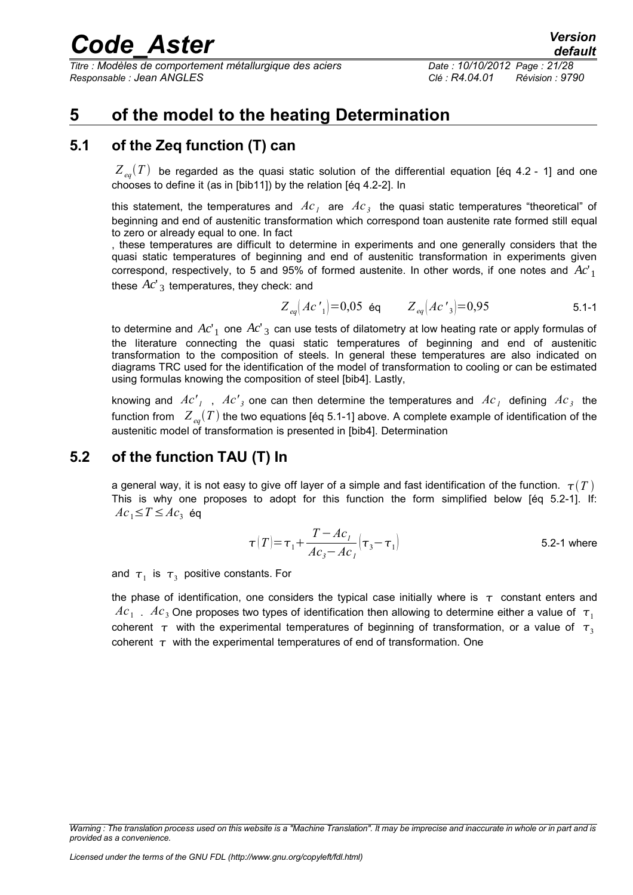# 5 of the model to the heating Determination

## 5.1 of the Zeq function (T) can

$Z_{eq}(T)$ be regarded as the quasi static solution of the differential equation [éq 4.2 - 1] and one chooses to define it (as in [bib11]) by the relation [éq 4.2-2]. In

this statement, the temperatures and $Ac_1$ are $Ac_3$ the quasi static temperatures "theoretical" of beginning and end of austenitic transformation which correspond toan austenite rate formed still equal to zero or already equal to one. In fact

, these temperatures are difficult to determine in experiments and one generally considers that the quasi static temperatures of beginning and end of austenitic transformation in experiments given correspond, respectively, to 5 and 95% of formed austenite. In other words, if one notes and $Ac'_1$ these $Ac'_3$ temperatures, they check: and

$$Z_{eq}(Ac'_1)=0{,}05 \text{ éq} \qquad Z_{eq}(Ac'_3)=0{,}95 \qquad 5.1\text{-}1$$

to determine and $Ac'_1$ one $Ac'_3$ can use tests of dilatometry at low heating rate or apply formulas of the literature connecting the quasi static temperatures of beginning and end of austenitic transformation to the composition of steels. In general these temperatures are also indicated on diagrams TRC used for the identification of the model of transformation to cooling or can be estimated using formulas knowing the composition of steel [bib4]. Lastly,

knowing and $Ac'_1$ , $Ac'_3$ one can then determine the temperatures and $Ac_1$ defining $Ac_3$ the function from $Z_{eq}(T)$ the two equations [éq 5.1-1] above. A complete example of identification of the austenitic model of transformation is presented in [bib4]. Determination

## 5.2 of the function TAU (T) In

a general way, it is not easy to give off layer of a simple and fast identification of the function. $\tau(T)$ This is why one proposes to adopt for this function the form simplified below [éq 5.2-1]. If: $Ac_1 \leq T \leq Ac_3$ éq

$$\tau(T)=\tau_1+\frac{T-Ac_1}{Ac_3-Ac_1}(\tau_3-\tau_1) \qquad 5.2\text{-}1 \text{ where}$$

and $\tau_1$ is $\tau_3$ positive constants. For

the phase of identification, one considers the typical case initially where is $\tau$ constant enters and $Ac_1$ . $Ac_3$ One proposes two types of identification then allowing to determine either a value of $\tau_1$ coherent $\tau$ with the experimental temperatures of beginning of transformation, or a value of $\tau_3$ coherent $\tau$ with the experimental temperatures of end of transformation. One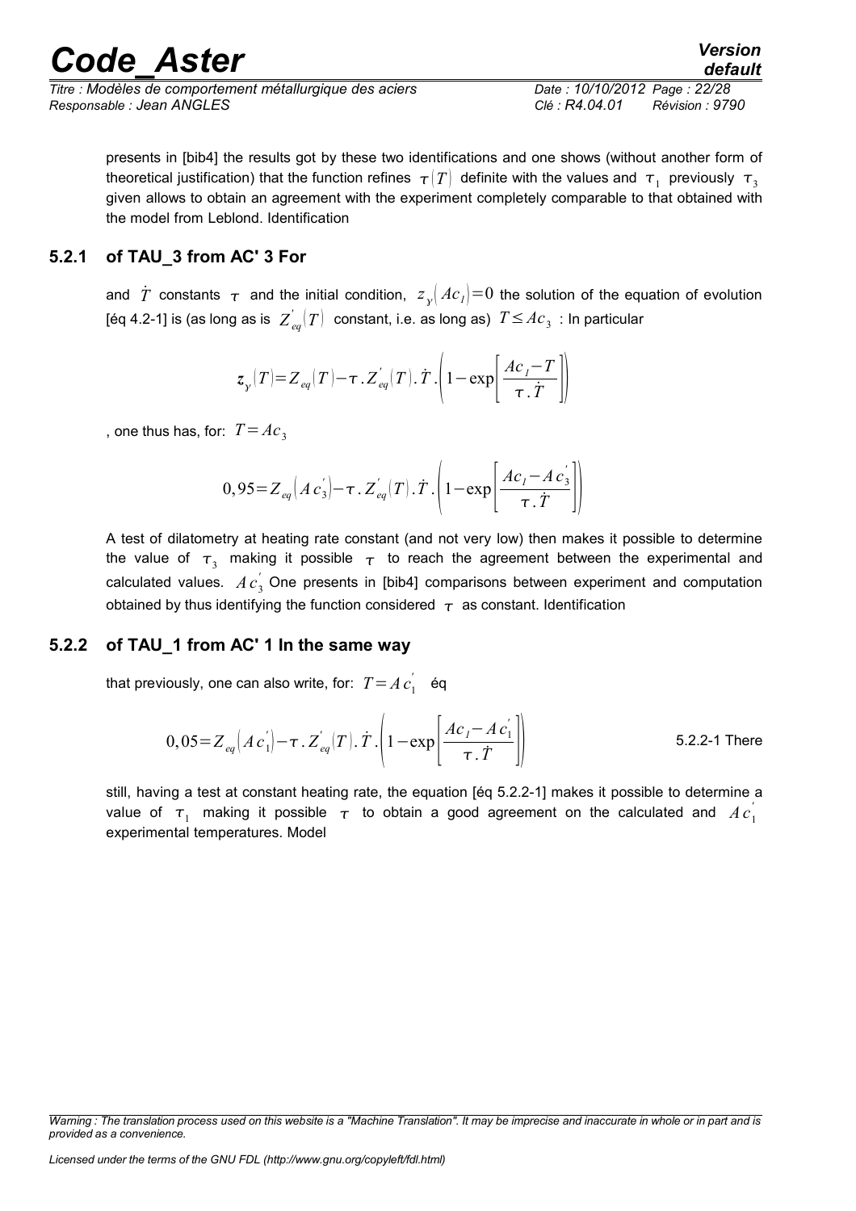presents in [bib4] the results got by these two identifications and one shows (without another form of theoretical justification) that the function refines $\tau(T)$ definite with the values and $\tau_1$ previously $\tau_3$ given allows to obtain an agreement with the experiment completely comparable to that obtained with the model from Leblond. Identification

### 5.2.1 of TAU_3 from AC' 3 For

and $\dot{T}$ constants $\tau$ and the initial condition, $z_y(Ac_1)=0$ the solution of the equation of evolution [éq 4.2-1] is (as long as is $Z_{eq}^{'}(T)$ constant, i.e. as long as) $T \leq Ac_3$ : In particular

$$z_y(T)=Z_{eq}(T)-\tau . Z_{eq}^{'}(T) . \dot{T} . \left(1-\exp\left[\frac{Ac_1-T}{\tau . \dot{T}}\right]\right)$$

, one thus has, for: $T=Ac_3$

$$0,95=Z_{eq}(Ac_3^{'})-\tau . Z_{eq}^{'}(T) . \dot{T} . \left(1-\exp\left[\frac{Ac_1-Ac_3^{'}}{\tau . \dot{T}}\right]\right)$$

A test of dilatometry at heating rate constant (and not very low) then makes it possible to determine the value of $\tau_3$ making it possible $\tau$ to reach the agreement between the experimental and calculated values. $Ac_3^{'}$ One presents in [bib4] comparisons between experiment and computation obtained by thus identifying the function considered $\tau$ as constant. Identification

### 5.2.2 of TAU_1 from AC' 1 In the same way

that previously, one can also write, for: $T=Ac_1^{'}$ éq

$$0,05=Z_{eq}(Ac_1^{'})-\tau . Z_{eq}^{'}(T) . \dot{T} . \left(1-\exp\left[\frac{Ac_1-Ac_1^{'}}{\tau . \dot{T}}\right]\right) \quad \text{5.2.2-1 There}$$

still, having a test at constant heating rate, the equation [éq 5.2.2-1] makes it possible to determine a value of $\tau_1$ making it possible $\tau$ to obtain a good agreement on the calculated and $Ac_1^{'}$ experimental temperatures. Model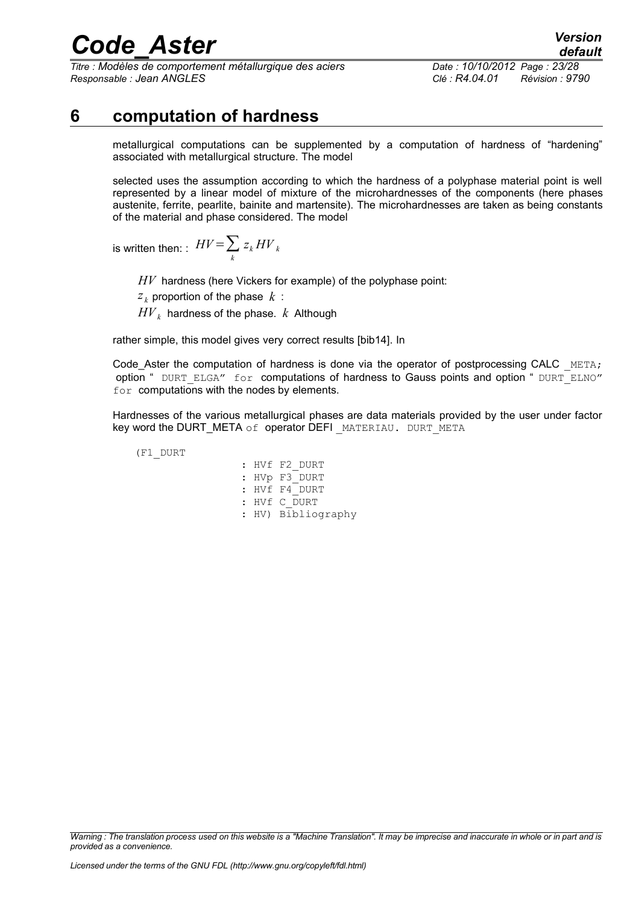# 6 computation of hardness

metallurgical computations can be supplemented by a computation of hardness of "hardening" associated with metallurgical structure. The model

selected uses the assumption according to which the hardness of a polyphase material point is well represented by a linear model of mixture of the microhardnesses of the components (here phases austenite, ferrite, pearlite, bainite and martensite). The microhardnesses are taken as being constants of the material and phase considered. The model

is written then: : $HV=\sum_k z_k HV_k$

$HV$ hardness (here Vickers for example) of the polyphase point:

$z_k$ proportion of the phase $k$ :

$HV_k$ hardness of the phase. $k$ Although

rather simple, this model gives very correct results [bib14]. In

Code_Aster the computation of hardness is done via the operator of postprocessing CALC `_META;` option " `DURT_ELGA" for` computations of hardness to Gauss points and option " `DURT_ELNO" for` computations with the nodes by elements.

Hardnesses of the various metallurgical phases are data materials provided by the user under factor key word the DURT_META `of` operator DEFI `_MATERIAU. DURT_META`

```
(F1_DURT
                : HVf F2_DURT
                : HVp F3_DURT
                : HVf F4_DURT
                : HVf C_DURT
                : HV) Bibliography
```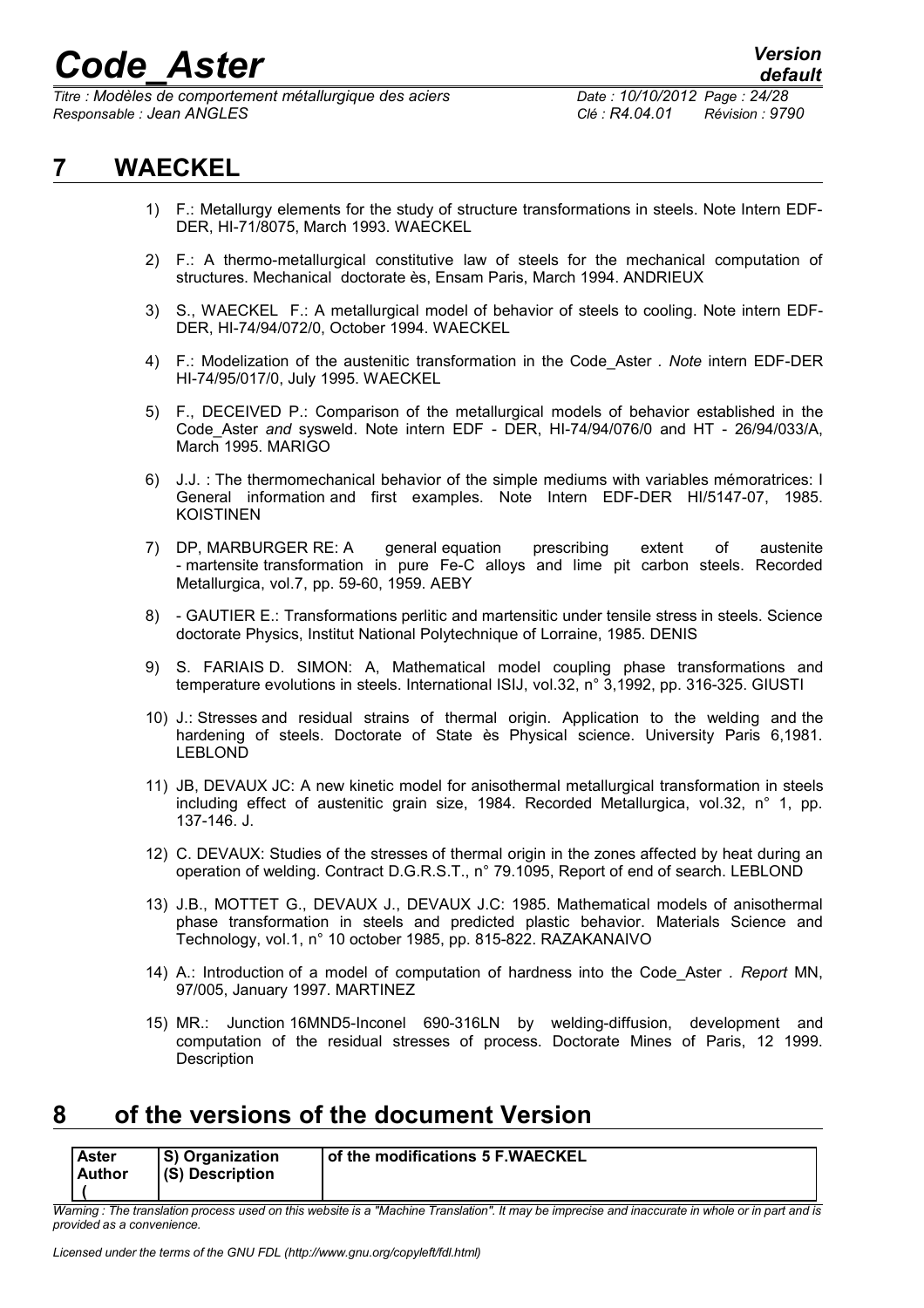# 7 WAECKEL

1) F.: Metallurgy elements for the study of structure transformations in steels. Note Intern EDF-DER, HI-71/8075, March 1993. WAECKEL

2) F.: A thermo-metallurgical constitutive law of steels for the mechanical computation of structures. Mechanical doctorate ès, Ensam Paris, March 1994. ANDRIEUX

3) S., WAECKEL F.: A metallurgical model of behavior of steels to cooling. Note intern EDF-DER, HI-74/94/072/0, October 1994. WAECKEL

4) F.: Modelization of the austenitic transformation in the Code_Aster . *Note* intern EDF-DER HI-74/95/017/0, July 1995. WAECKEL

5) F., DECEIVED P.: Comparison of the metallurgical models of behavior established in the Code_Aster *and* sysweld. Note intern EDF - DER, HI-74/94/076/0 and HT - 26/94/033/A, March 1995. MARIGO

6) J.J. : The thermomechanical behavior of the simple mediums with variables mémoratrices: I General information and first examples. Note Intern EDF-DER HI/5147-07, 1985. KOISTINEN

7) DP, MARBURGER RE: A general equation prescribing extent of austenite - martensite transformation in pure Fe-C alloys and lime pit carbon steels. Recorded Metallurgica, vol.7, pp. 59-60, 1959. AEBY

8) - GAUTIER E.: Transformations perlitic and martensitic under tensile stress in steels. Science doctorate Physics, Institut National Polytechnique of Lorraine, 1985. DENIS

9) S. FARIAIS D. SIMON: A, Mathematical model coupling phase transformations and temperature evolutions in steels. International ISIJ, vol.32, n° 3,1992, pp. 316-325. GIUSTI

10) J.: Stresses and residual strains of thermal origin. Application to the welding and the hardening of steels. Doctorate of State ès Physical science. University Paris 6,1981. LEBLOND

11) JB, DEVAUX JC: A new kinetic model for anisothermal metallurgical transformation in steels including effect of austenitic grain size, 1984. Recorded Metallurgica, vol.32, n° 1, pp. 137-146. J.

12) C. DEVAUX: Studies of the stresses of thermal origin in the zones affected by heat during an operation of welding. Contract D.G.R.S.T., n° 79.1095, Report of end of search. LEBLOND

13) J.B., MOTTET G., DEVAUX J., DEVAUX J.C: 1985. Mathematical models of anisothermal phase transformation in steels and predicted plastic behavior. Materials Science and Technology, vol.1, n° 10 october 1985, pp. 815-822. RAZAKANAIVO

14) A.: Introduction of a model of computation of hardness into the Code_Aster . *Report* MN, 97/005, January 1997. MARTINEZ

15) MR.: Junction 16MND5-Inconel 690-316LN by welding-diffusion, development and computation of the residual stresses of process. Doctorate Mines of Paris, 12 1999. Description

# 8 of the versions of the document Version

| Aster Author ( | S) Organization (S) Description | of the modifications 5 F.WAECKEL |
|---|---|---|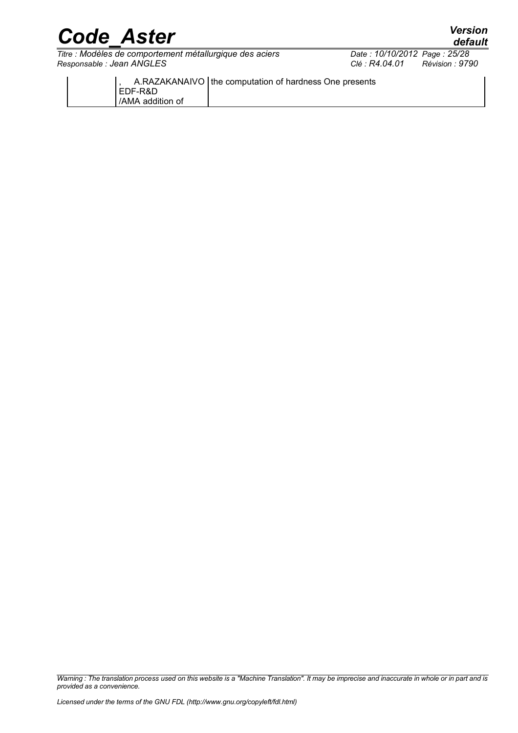| | , A.RAZAKANAIVO EDF-R&D /AMA addition of | the computation of hardness One presents |
|---|---|---|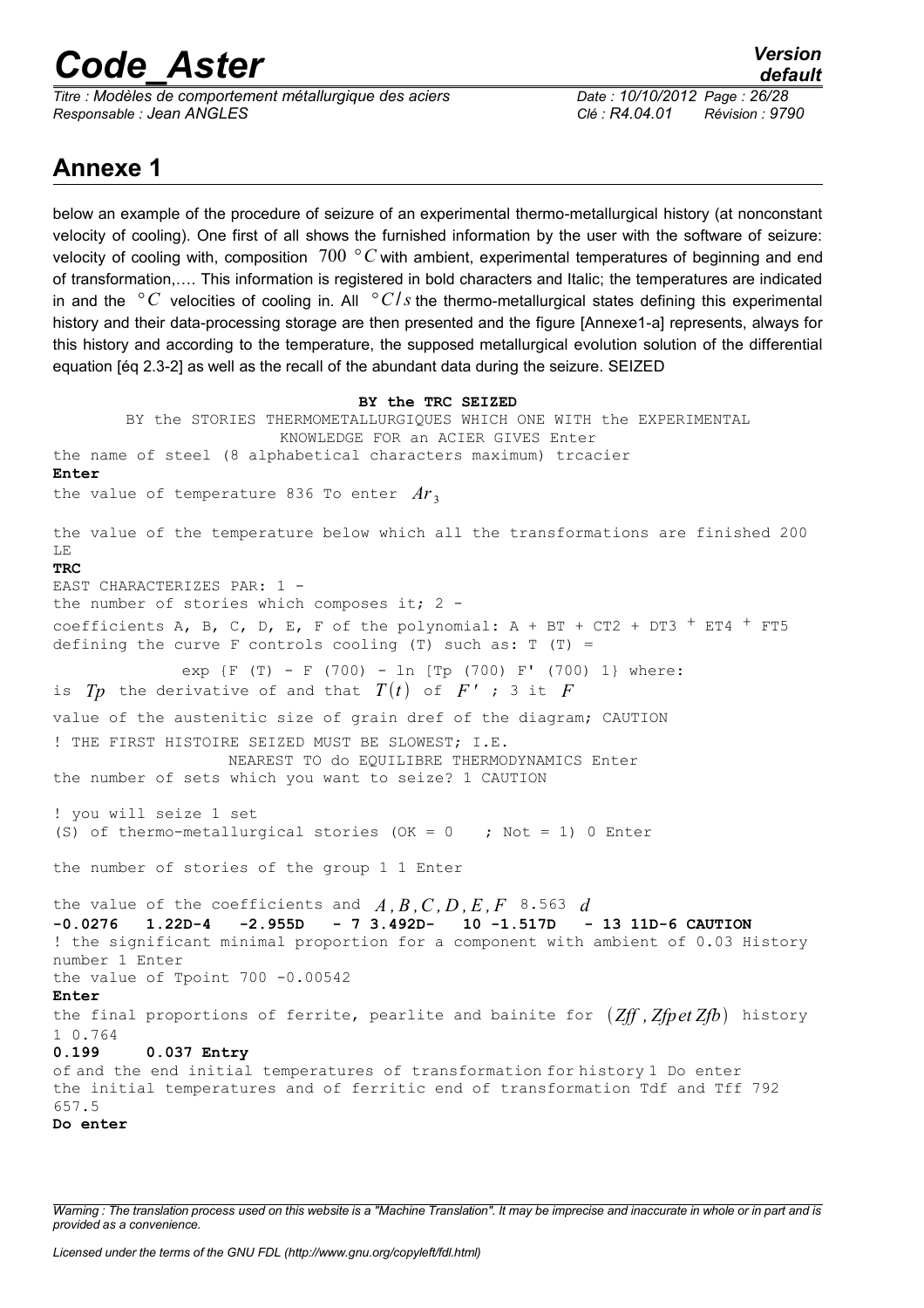## Annexe 1

below an example of the procedure of seizure of an experimental thermo-metallurgical history (at nonconstant velocity of cooling). One first of all shows the furnished information by the user with the software of seizure: velocity of cooling with, composition $700\ °C$ with ambient, experimental temperatures of beginning and end of transformation,…. This information is registered in bold characters and Italic; the temperatures are indicated in and the $°C$ velocities of cooling in. All $°C/s$ the thermo-metallurgical states defining this experimental history and their data-processing storage are then presented and the figure [Annexe1-a] represents, always for this history and according to the temperature, the supposed metallurgical evolution solution of the differential equation [éq 2.3-2] as well as the recall of the abundant data during the seizure. SEIZED

**BY the TRC SEIZED**

BY the STORIES THERMOMETALLURGIQUES WHICH ONE WITH the EXPERIMENTAL KNOWLEDGE FOR an ACIER GIVES Enter
the name of steel (8 alphabetical characters maximum) trcacier
**Enter**
the value of temperature 836 To enter $Ar_3$

the value of the temperature below which all the transformations are finished 200 LE
**TRC**
EAST CHARACTERIZES PAR: 1 -
the number of stories which composes it; 2 -
coefficients A, B, C, D, E, F of the polynomial: A + BT + CT2 + DT3 + ET4 + FT5 defining the curve F controls cooling (T) such as: T (T) =

exp {F (T) - F (700) - ln [Tp (700) F' (700) 1} where:
is $Tp$ the derivative of and that $T(t)$ of $F'$ ; 3 it $F$

value of the austenitic size of grain dref of the diagram; CAUTION

! THE FIRST HISTOIRE SEIZED MUST BE SLOWEST; I.E.
NEAREST TO do EQUILIBRE THERMODYNAMICS Enter
the number of sets which you want to seize? 1 CAUTION

! you will seize 1 set
(S) of thermo-metallurgical stories (OK = 0 ; Not = 1) 0 Enter

the number of stories of the group 1 1 Enter

the value of the coefficients and $A, B, C, D, E, F$ 8.563 $d$
**-0.0276 1.22D-4 -2.955D - 7 3.492D- 10 -1.517D - 13 11D-6 CAUTION**
! the significant minimal proportion for a component with ambient of 0.03 History number 1 Enter
the value of Tpoint 700 -0.00542
**Enter**
the final proportions of ferrite, pearlite and bainite for $(Zff, Zfp\ et\ Zfb)$ history 1 0.764
**0.199 0.037 Entry**
of and the end initial temperatures of transformation for history 1 Do enter
the initial temperatures and of ferritic end of transformation Tdf and Tff 792 657.5
**Do enter**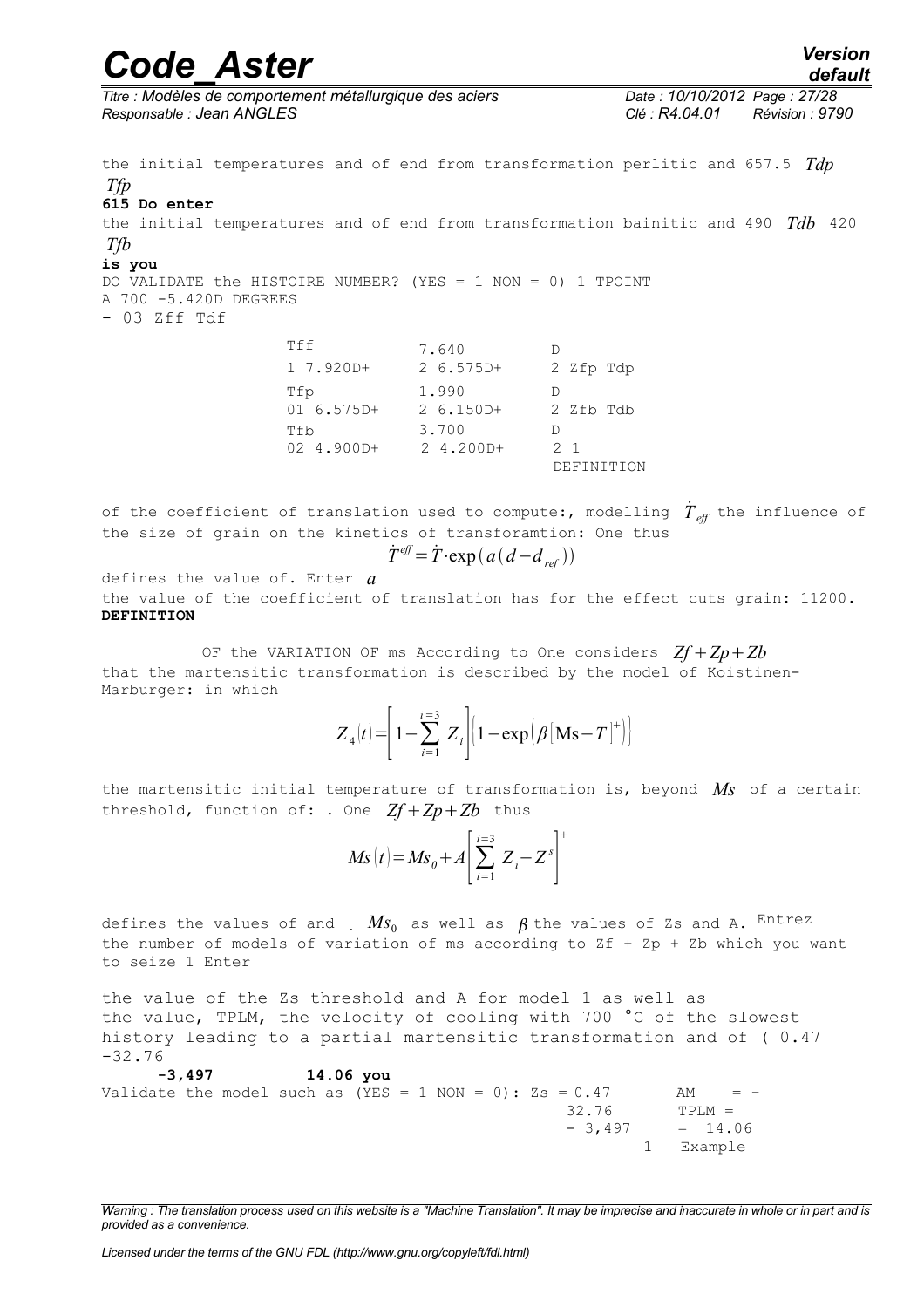the initial temperatures and of end from transformation perlitic and 657.5 $Tdp$ $Tfp$

**615 Do enter**

the initial temperatures and of end from transformation bainitic and 490 $Tdb$ 420 $Tfb$

**is you**

DO VALIDATE the HISTOIRE NUMBER? (YES = 1 NON = 0) 1 TPOINT
A 700 -5.420D DEGREES
- 03 Zff Tdf

| | | |
|---|---|---|
| Tff | 7.640 | D |
| 1 7.920D+ | 2 6.575D+ | 2 Zfp Tdp |
| Tfp | 1.990 | D |
| 01 6.575D+ | 2 6.150D+ | 2 Zfb Tdb |
| Tfb | 3.700 | D |
| 02 4.900D+ | 2 4.200D+ | 2 1 |
| | | DEFINITION |

of the coefficient of translation used to compute:, modelling $\dot{T}_{eff}$ the influence of the size of grain on the kinetics of transforamtion: One thus

$$\dot{T}^{eff} = \dot{T} \cdot \exp(a(d - d_{ref}))$$

defines the value of. Enter $a$

the value of the coefficient of translation has for the effect cuts grain: 11200.

**DEFINITION**

OF the VARIATION OF ms According to One considers $Zf + Zp + Zb$ that the martensitic transformation is described by the model of Koistinen-Marburger: in which

$$Z_4(t) = \left[1 - \sum_{i=1}^{i=3} Z_i\right]\left(1 - \exp\left(\beta \left[\text{Ms} - T\right]^+\right)\right)$$

the martensitic initial temperature of transformation is, beyond $Ms$ of a certain threshold, function of: . One $Zf + Zp + Zb$ thus

$$Ms(t) = Ms_0 + A\left[\sum_{i=1}^{i=3} Z_i - Z^s\right]^+$$

defines the values of and . $Ms_0$ as well as $\beta$ the values of Zs and A. Entrez the number of models of variation of ms according to Zf + Zp + Zb which you want to seize 1 Enter

the value of the Zs threshold and A for model 1 as well as the value, TPLM, the velocity of cooling with 700 °C of the slowest history leading to a partial martensitic transformation and of ( 0.47 -32.76

**-3,497 14.06 you**

Validate the model such as (YES = 1 NON = 0): Zs = 0.47 AM = - 32.76 TPLM = - 3,497 = 14.06 1 Example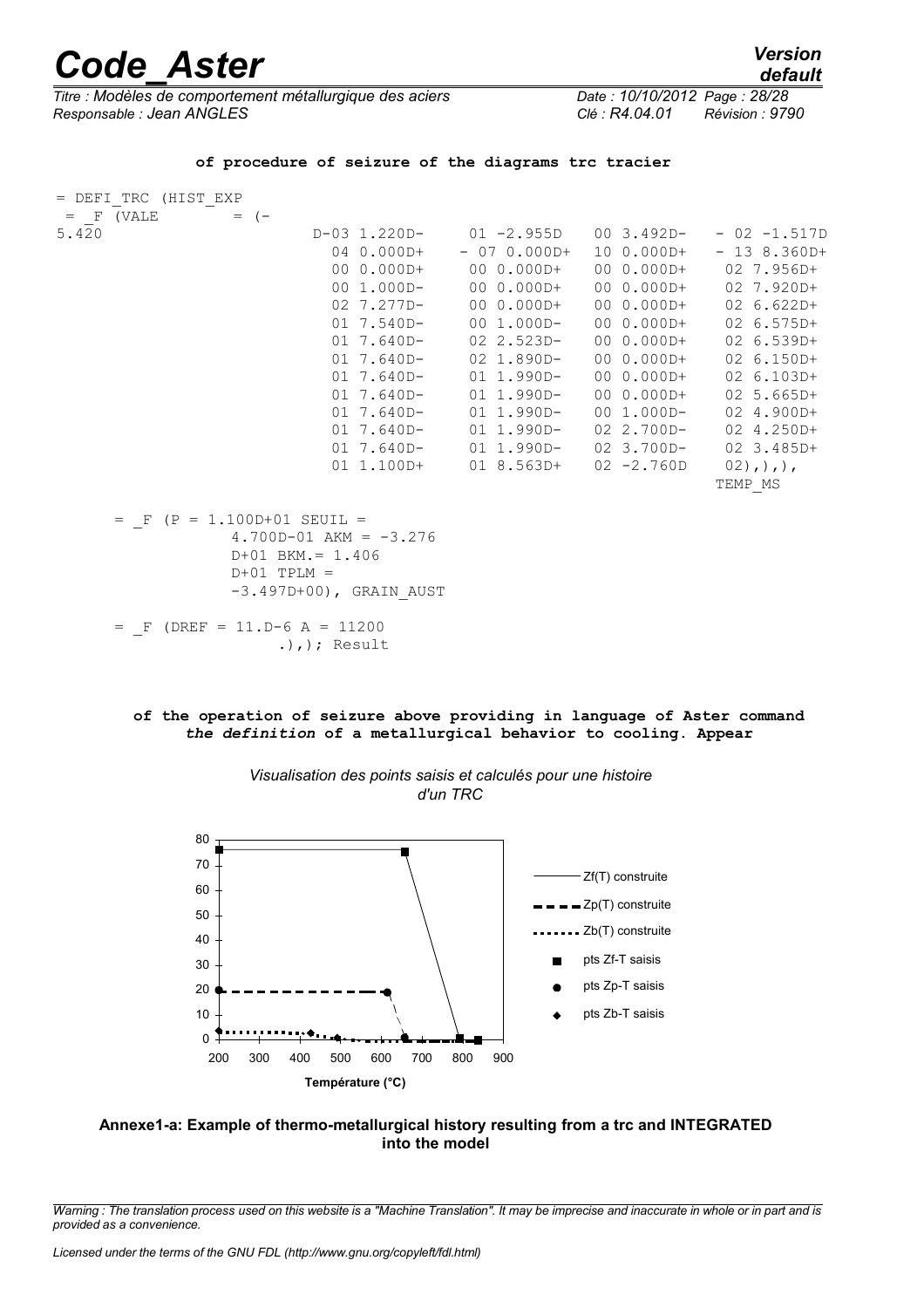**of procedure of seizure of the diagrams trc tracier**

```
= DEFI_TRC (HIST_EXP
 = _F (VALE        = (-
5.420                   D-03 1.220D-     01 -2.955D    00 3.492D-    - 02 -1.517D
                          04 0.000D+     - 07 0.000D+   10 0.000D+    - 13 8.360D+
                          00 0.000D+     00 0.000D+    00 0.000D+     02 7.956D+
                          00 1.000D-     00 0.000D+    00 0.000D+     02 7.920D+
                          02 7.277D-     00 0.000D+    00 0.000D+     02 6.622D+
                          01 7.540D-     00 1.000D-    00 0.000D+     02 6.575D+
                          01 7.640D-     02 2.523D-    00 0.000D+     02 6.539D+
                          01 7.640D-     02 1.890D-    00 0.000D+     02 6.150D+
                          01 7.640D-     01 1.990D-    00 0.000D+     02 6.103D+
                          01 7.640D-     01 1.990D-    00 0.000D+     02 5.665D+
                          01 7.640D-     01 1.990D-    00 1.000D-     02 4.900D+
                          01 7.640D-     01 1.990D-    02 2.700D-     02 4.250D+
                          01 7.640D-     01 1.990D-    02 3.700D-     02 3.485D+
                          01 1.100D+     01 8.563D+    02 -2.760D     02),),),
                                                                      TEMP_MS

      = _F (P = 1.100D+01 SEUIL =
                 4.700D-01 AKM = -3.276
                 D+01 BKM.= 1.406
                 D+01 TPLM =
                 -3.497D+00), GRAIN_AUST

      = _F (DREF = 11.D-6 A = 11200
                      .),); Result
```

**of the operation of seizure above providing in language of Aster command *the definition* of a metallurgical behavior to cooling. Appear**

*Visualisation des points saisis et calculés pour une histoire d'un TRC*

80
70
60
50
40
30
20
10
0
200 300 400 500 600 700 800 900
Température (°C)

Zf(T) construite
Zp(T) construite
Zb(T) construite
pts Zf-T saisis
pts Zp-T saisis
pts Zb-T saisis

**Annexe1-a: Example of thermo-metallurgical history resulting from a trc and INTEGRATED into the model**